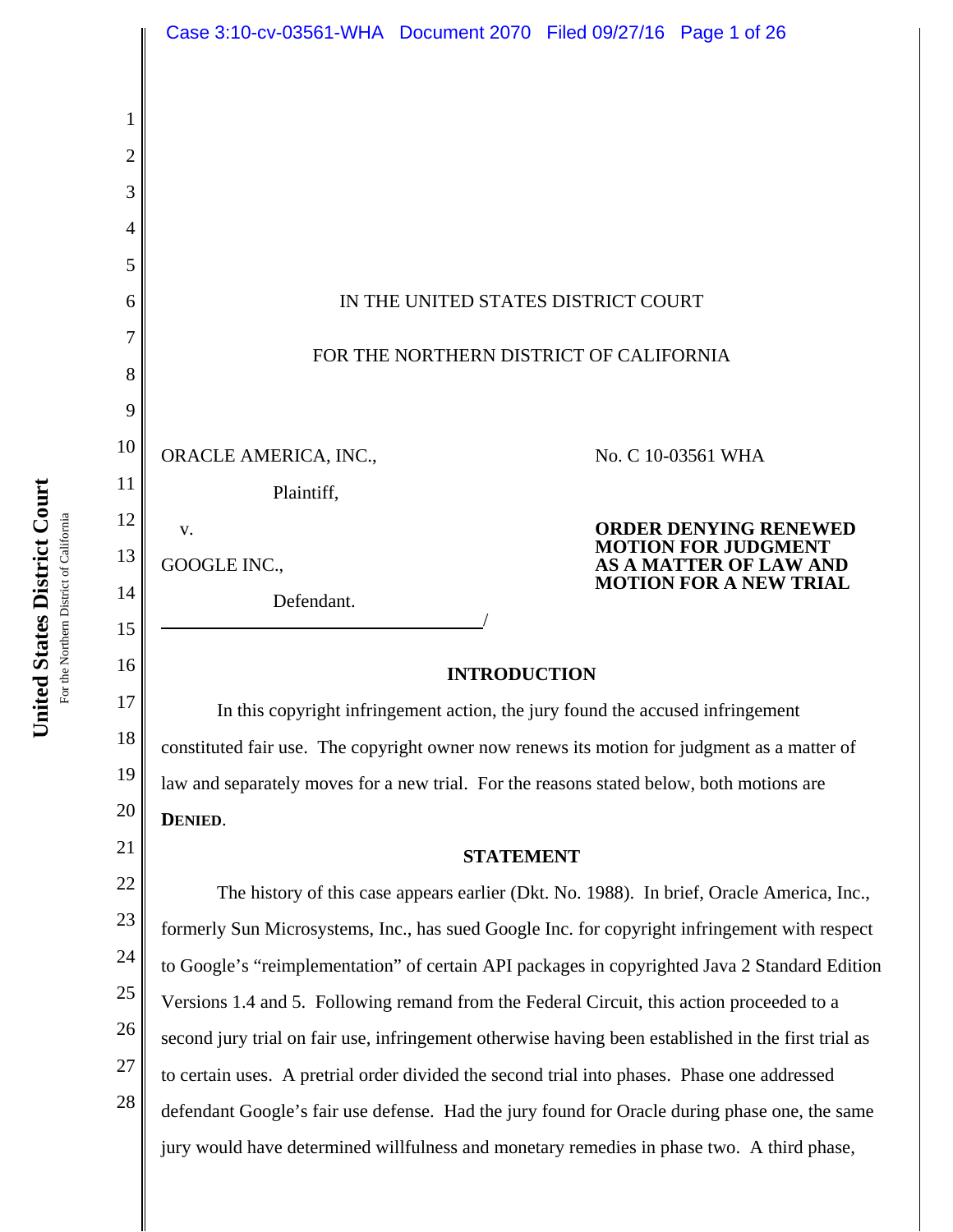IN THE UNITED STATES DISTRICT COURT

FOR THE NORTHERN DISTRICT OF CALIFORNIA

ORACLE AMERICA, INC.,

Plaintiff,

v.

GOOGLE INC.,

Defendant.

No. C 10-03561 WHA

**ORDER DENYING RENEWED MOTION FOR JUDGMENT AS A MATTER OF LAW AND MOTION FOR A NEW TRIAL**

## INTRODUCTION

In this copyright infringement action, the jury found the accused infringement constituted fair use. The copyright owner now renews its motion for judgment as a matter of law and separately moves for a new trial. For the reasons stated below, both motions are **DENIED**.

## STATEMENT

The history of this case appears earlier (Dkt. No. 1988). In brief, Oracle America, Inc., formerly Sun Microsystems, Inc., has sued Google Inc. for copyright infringement with respect to Google's "reimplementation" of certain API packages in copyrighted Java 2 Standard Edition Versions 1.4 and 5. Following remand from the Federal Circuit, this action proceeded to a second jury trial on fair use, infringement otherwise having been established in the first trial as to certain uses. A pretrial order divided the second trial into phases. Phase one addressed defendant Google's fair use defense. Had the jury found for Oracle during phase one, the same jury would have determined willfulness and monetary remedies in phase two. A third phase,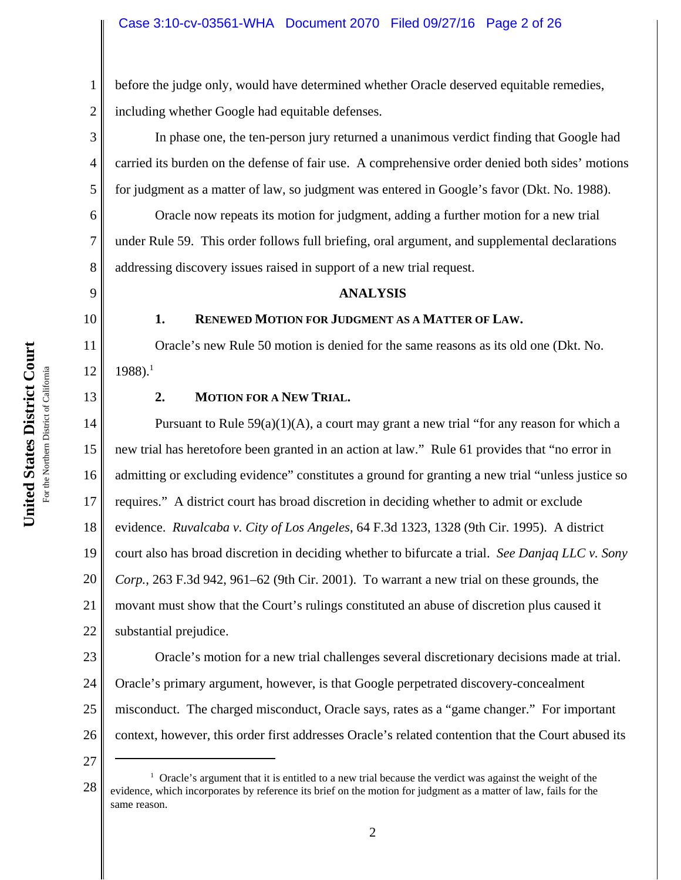before the judge only, would have determined whether Oracle deserved equitable remedies, including whether Google had equitable defenses.

In phase one, the ten-person jury returned a unanimous verdict finding that Google had carried its burden on the defense of fair use. A comprehensive order denied both sides' motions for judgment as a matter of law, so judgment was entered in Google's favor (Dkt. No. 1988).

Oracle now repeats its motion for judgment, adding a further motion for a new trial under Rule 59. This order follows full briefing, oral argument, and supplemental declarations addressing discovery issues raised in support of a new trial request.

## ANALYSIS

### 1. Renewed Motion for Judgment as a Matter of Law.

Oracle's new Rule 50 motion is denied for the same reasons as its old one (Dkt. No. 1988).[1]

### 2. Motion for a New Trial.

Pursuant to Rule 59(a)(1)(A), a court may grant a new trial "for any reason for which a new trial has heretofore been granted in an action at law." Rule 61 provides that "no error in admitting or excluding evidence" constitutes a ground for granting a new trial "unless justice so requires." A district court has broad discretion in deciding whether to admit or exclude evidence. *Ruvalcaba v. City of Los Angeles*, 64 F.3d 1323, 1328 (9th Cir. 1995). A district court also has broad discretion in deciding whether to bifurcate a trial. *See Danjaq LLC v. Sony Corp.*, 263 F.3d 942, 961–62 (9th Cir. 2001). To warrant a new trial on these grounds, the movant must show that the Court's rulings constituted an abuse of discretion plus caused it substantial prejudice.

Oracle's motion for a new trial challenges several discretionary decisions made at trial. Oracle's primary argument, however, is that Google perpetrated discovery-concealment misconduct. The charged misconduct, Oracle says, rates as a "game changer." For important context, however, this order first addresses Oracle's related contention that the Court abused its

---

[1] Oracle's argument that it is entitled to a new trial because the verdict was against the weight of the evidence, which incorporates by reference its brief on the motion for judgment as a matter of law, fails for the same reason.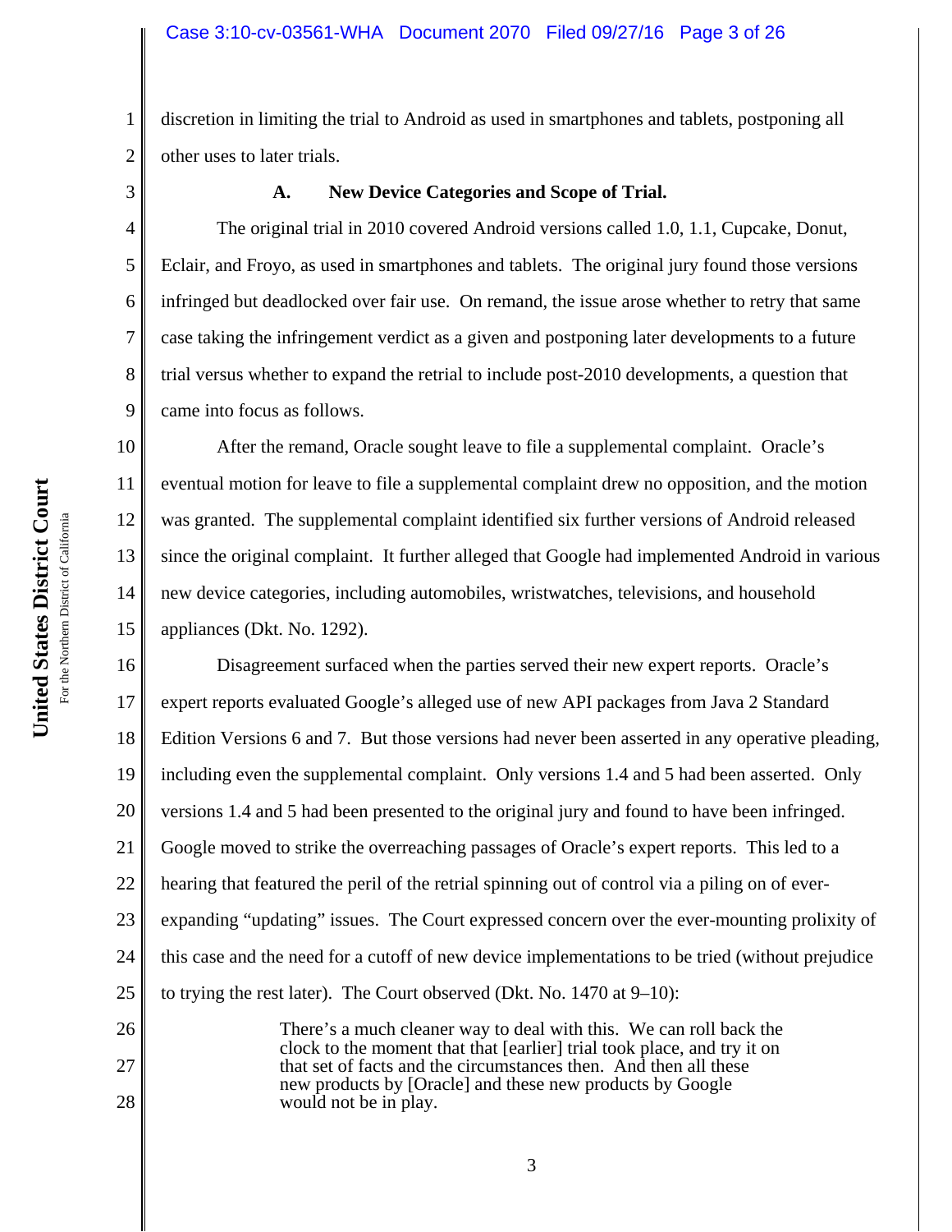discretion in limiting the trial to Android as used in smartphones and tablets, postponing all other uses to later trials.

### A. New Device Categories and Scope of Trial.

The original trial in 2010 covered Android versions called 1.0, 1.1, Cupcake, Donut, Eclair, and Froyo, as used in smartphones and tablets. The original jury found those versions infringed but deadlocked over fair use. On remand, the issue arose whether to retry that same case taking the infringement verdict as a given and postponing later developments to a future trial versus whether to expand the retrial to include post-2010 developments, a question that came into focus as follows.

After the remand, Oracle sought leave to file a supplemental complaint. Oracle's eventual motion for leave to file a supplemental complaint drew no opposition, and the motion was granted. The supplemental complaint identified six further versions of Android released since the original complaint. It further alleged that Google had implemented Android in various new device categories, including automobiles, wristwatches, televisions, and household appliances (Dkt. No. 1292).

Disagreement surfaced when the parties served their new expert reports. Oracle's expert reports evaluated Google's alleged use of new API packages from Java 2 Standard Edition Versions 6 and 7. But those versions had never been asserted in any operative pleading, including even the supplemental complaint. Only versions 1.4 and 5 had been asserted. Only versions 1.4 and 5 had been presented to the original jury and found to have been infringed. Google moved to strike the overreaching passages of Oracle's expert reports. This led to a hearing that featured the peril of the retrial spinning out of control via a piling on of ever-expanding "updating" issues. The Court expressed concern over the ever-mounting prolixity of this case and the need for a cutoff of new device implementations to be tried (without prejudice to trying the rest later). The Court observed (Dkt. No. 1470 at 9–10):

> There's a much cleaner way to deal with this. We can roll back the clock to the moment that that [earlier] trial took place, and try it on that set of facts and the circumstances then. And then all these new products by [Oracle] and these new products by Google would not be in play.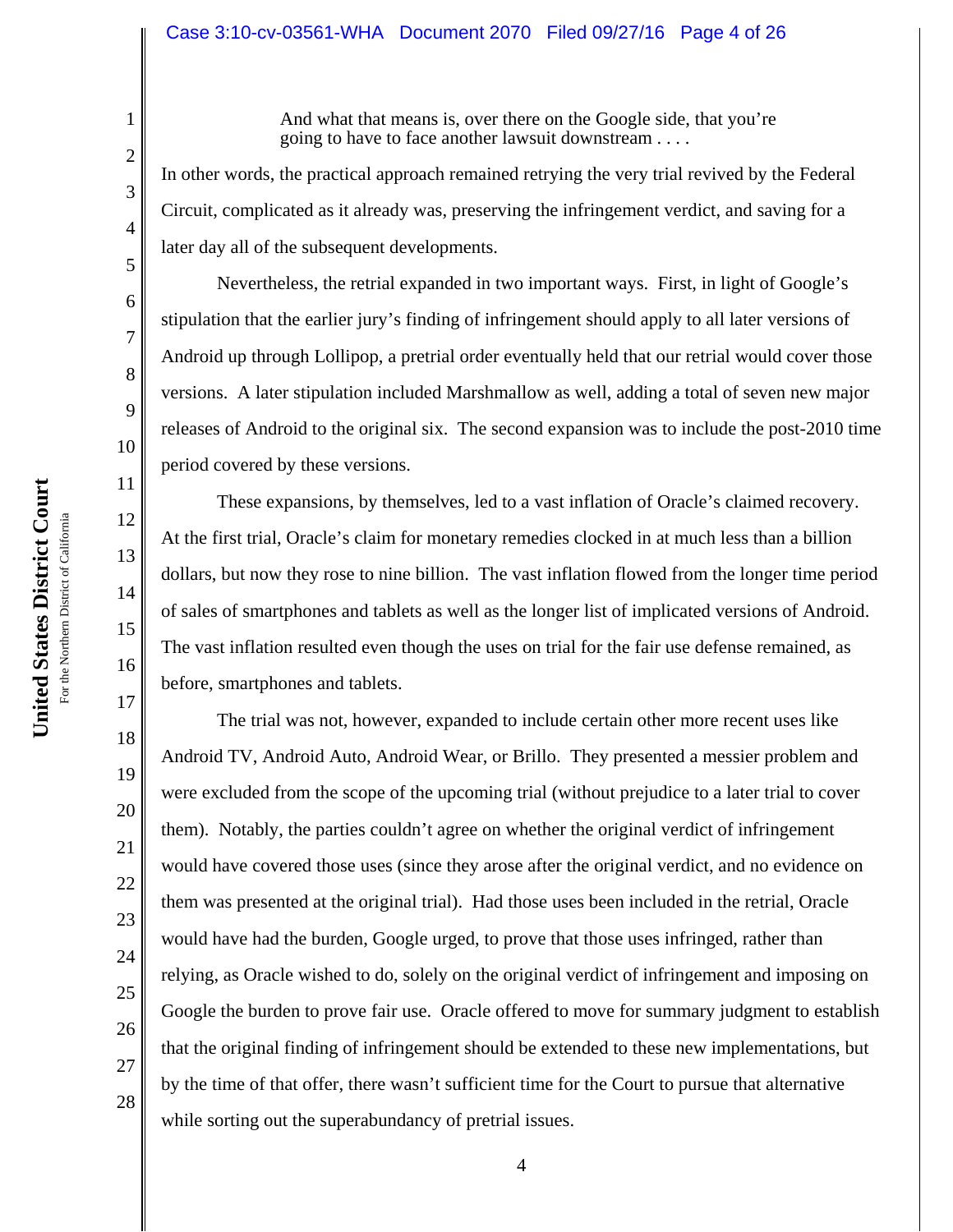> And what that means is, over there on the Google side, that you're going to have to face another lawsuit downstream . . . .

In other words, the practical approach remained retrying the very trial revived by the Federal Circuit, complicated as it already was, preserving the infringement verdict, and saving for a later day all of the subsequent developments.

Nevertheless, the retrial expanded in two important ways. First, in light of Google's stipulation that the earlier jury's finding of infringement should apply to all later versions of Android up through Lollipop, a pretrial order eventually held that our retrial would cover those versions. A later stipulation included Marshmallow as well, adding a total of seven new major releases of Android to the original six. The second expansion was to include the post-2010 time period covered by these versions.

These expansions, by themselves, led to a vast inflation of Oracle's claimed recovery. At the first trial, Oracle's claim for monetary remedies clocked in at much less than a billion dollars, but now they rose to nine billion. The vast inflation flowed from the longer time period of sales of smartphones and tablets as well as the longer list of implicated versions of Android. The vast inflation resulted even though the uses on trial for the fair use defense remained, as before, smartphones and tablets.

The trial was not, however, expanded to include certain other more recent uses like Android TV, Android Auto, Android Wear, or Brillo. They presented a messier problem and were excluded from the scope of the upcoming trial (without prejudice to a later trial to cover them). Notably, the parties couldn't agree on whether the original verdict of infringement would have covered those uses (since they arose after the original verdict, and no evidence on them was presented at the original trial). Had those uses been included in the retrial, Oracle would have had the burden, Google urged, to prove that those uses infringed, rather than relying, as Oracle wished to do, solely on the original verdict of infringement and imposing on Google the burden to prove fair use. Oracle offered to move for summary judgment to establish that the original finding of infringement should be extended to these new implementations, but by the time of that offer, there wasn't sufficient time for the Court to pursue that alternative while sorting out the superabundancy of pretrial issues.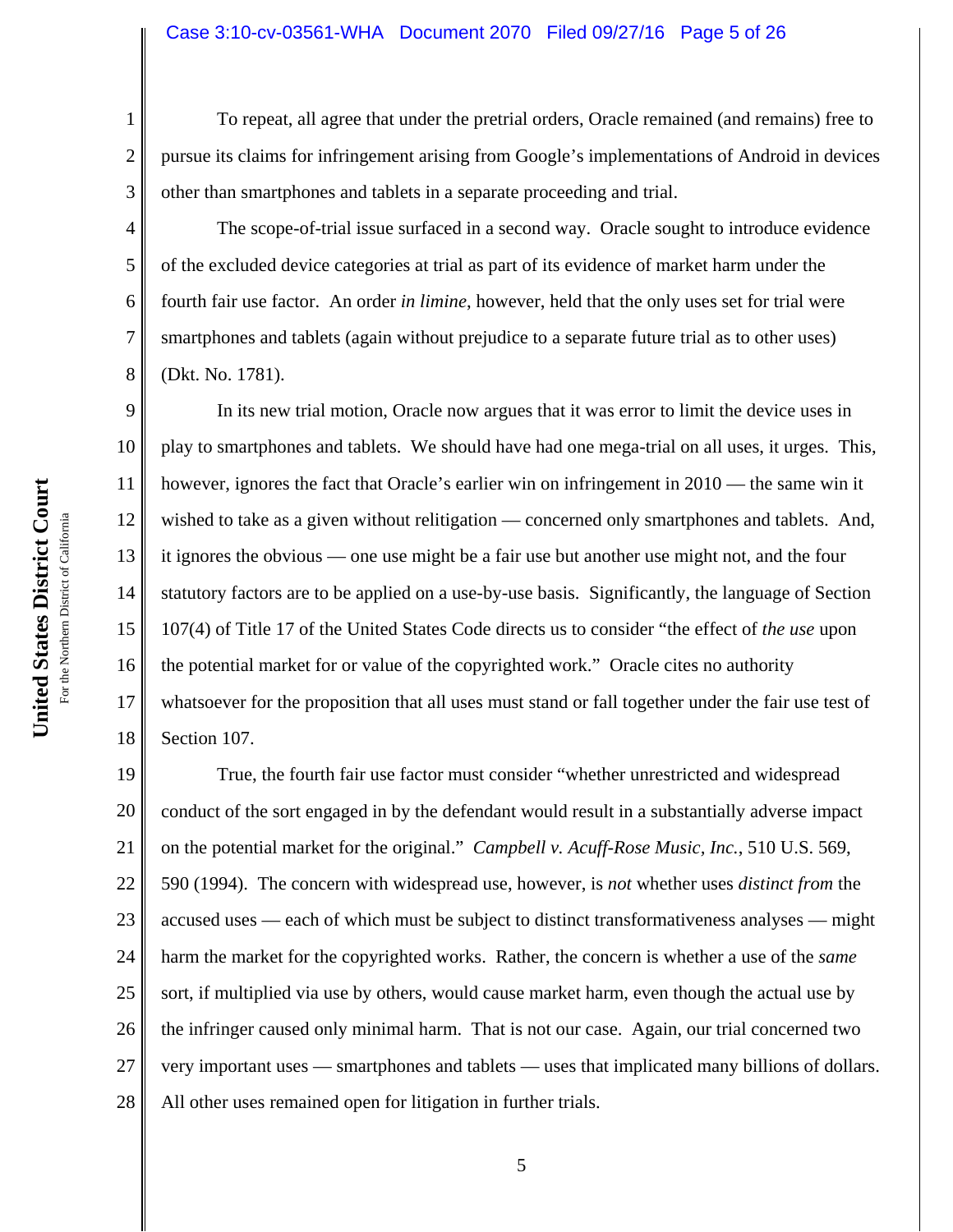To repeat, all agree that under the pretrial orders, Oracle remained (and remains) free to pursue its claims for infringement arising from Google's implementations of Android in devices other than smartphones and tablets in a separate proceeding and trial.

The scope-of-trial issue surfaced in a second way. Oracle sought to introduce evidence of the excluded device categories at trial as part of its evidence of market harm under the fourth fair use factor. An order *in limine*, however, held that the only uses set for trial were smartphones and tablets (again without prejudice to a separate future trial as to other uses) (Dkt. No. 1781).

In its new trial motion, Oracle now argues that it was error to limit the device uses in play to smartphones and tablets. We should have had one mega-trial on all uses, it urges. This, however, ignores the fact that Oracle's earlier win on infringement in 2010 — the same win it wished to take as a given without relitigation — concerned only smartphones and tablets. And, it ignores the obvious — one use might be a fair use but another use might not, and the four statutory factors are to be applied on a use-by-use basis. Significantly, the language of Section 107(4) of Title 17 of the United States Code directs us to consider "the effect of *the use* upon the potential market for or value of the copyrighted work." Oracle cites no authority whatsoever for the proposition that all uses must stand or fall together under the fair use test of Section 107.

True, the fourth fair use factor must consider "whether unrestricted and widespread conduct of the sort engaged in by the defendant would result in a substantially adverse impact on the potential market for the original." *Campbell v. Acuff-Rose Music, Inc.*, 510 U.S. 569, 590 (1994). The concern with widespread use, however, is *not* whether uses *distinct from* the accused uses — each of which must be subject to distinct transformativeness analyses — might harm the market for the copyrighted works. Rather, the concern is whether a use of the *same* sort, if multiplied via use by others, would cause market harm, even though the actual use by the infringer caused only minimal harm. That is not our case. Again, our trial concerned two very important uses — smartphones and tablets — uses that implicated many billions of dollars. All other uses remained open for litigation in further trials.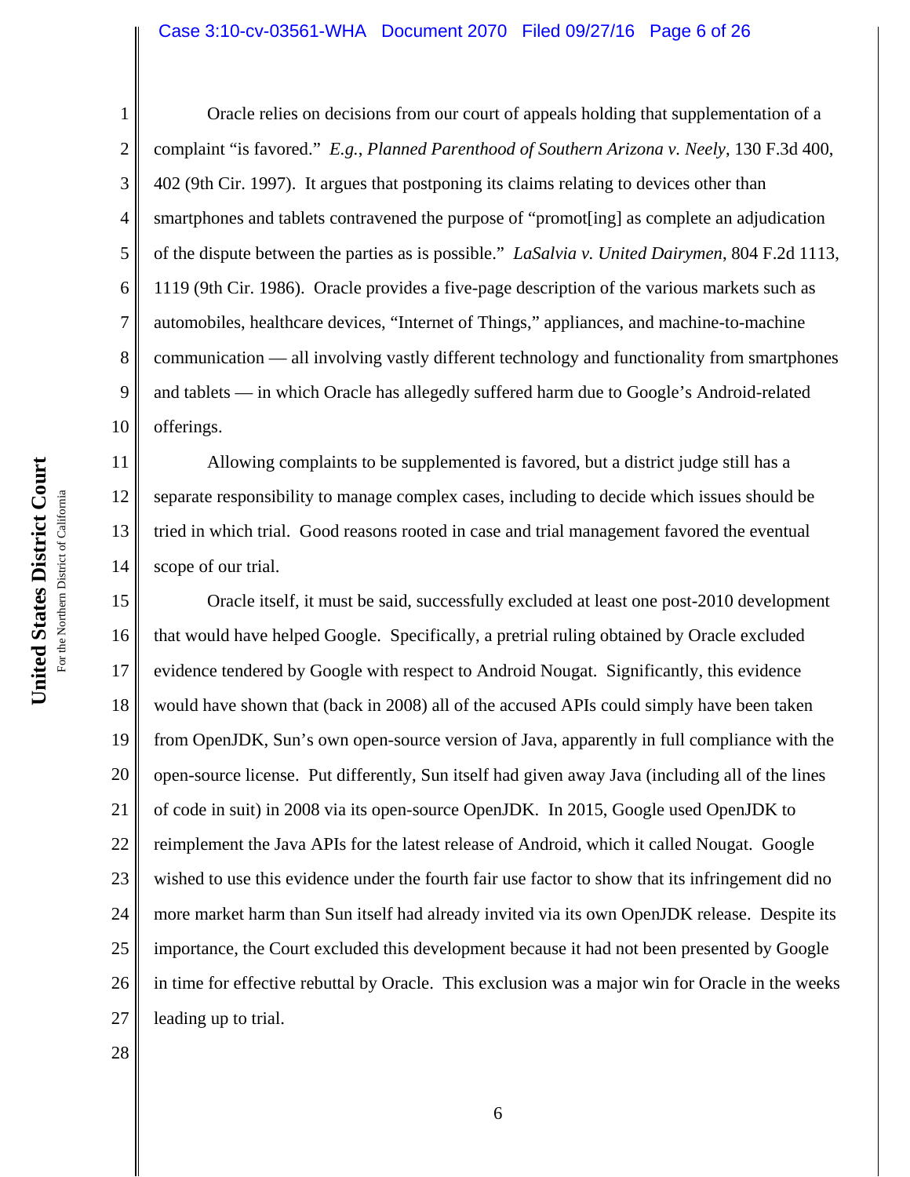Oracle relies on decisions from our court of appeals holding that supplementation of a complaint "is favored." *E.g.*, *Planned Parenthood of Southern Arizona v. Neely*, 130 F.3d 400, 402 (9th Cir. 1997). It argues that postponing its claims relating to devices other than smartphones and tablets contravened the purpose of "promot[ing] as complete an adjudication of the dispute between the parties as is possible." *LaSalvia v. United Dairymen*, 804 F.2d 1113, 1119 (9th Cir. 1986). Oracle provides a five-page description of the various markets such as automobiles, healthcare devices, "Internet of Things," appliances, and machine-to-machine communication — all involving vastly different technology and functionality from smartphones and tablets — in which Oracle has allegedly suffered harm due to Google's Android-related offerings.

Allowing complaints to be supplemented is favored, but a district judge still has a separate responsibility to manage complex cases, including to decide which issues should be tried in which trial. Good reasons rooted in case and trial management favored the eventual scope of our trial.

Oracle itself, it must be said, successfully excluded at least one post-2010 development that would have helped Google. Specifically, a pretrial ruling obtained by Oracle excluded evidence tendered by Google with respect to Android Nougat. Significantly, this evidence would have shown that (back in 2008) all of the accused APIs could simply have been taken from OpenJDK, Sun's own open-source version of Java, apparently in full compliance with the open-source license. Put differently, Sun itself had given away Java (including all of the lines of code in suit) in 2008 via its open-source OpenJDK. In 2015, Google used OpenJDK to reimplement the Java APIs for the latest release of Android, which it called Nougat. Google wished to use this evidence under the fourth fair use factor to show that its infringement did no more market harm than Sun itself had already invited via its own OpenJDK release. Despite its importance, the Court excluded this development because it had not been presented by Google in time for effective rebuttal by Oracle. This exclusion was a major win for Oracle in the weeks leading up to trial.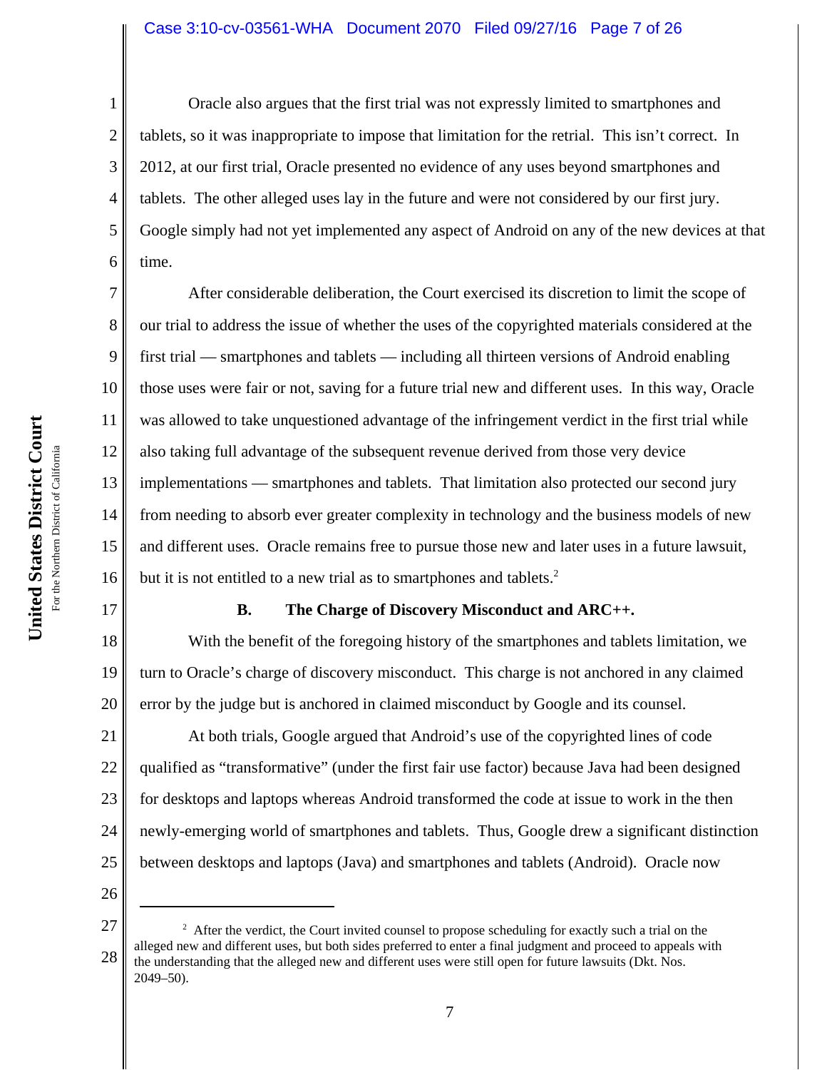Oracle also argues that the first trial was not expressly limited to smartphones and tablets, so it was inappropriate to impose that limitation for the retrial. This isn't correct. In 2012, at our first trial, Oracle presented no evidence of any uses beyond smartphones and tablets. The other alleged uses lay in the future and were not considered by our first jury. Google simply had not yet implemented any aspect of Android on any of the new devices at that time.

After considerable deliberation, the Court exercised its discretion to limit the scope of our trial to address the issue of whether the uses of the copyrighted materials considered at the first trial — smartphones and tablets — including all thirteen versions of Android enabling those uses were fair or not, saving for a future trial new and different uses. In this way, Oracle was allowed to take unquestioned advantage of the infringement verdict in the first trial while also taking full advantage of the subsequent revenue derived from those very device implementations — smartphones and tablets. That limitation also protected our second jury from needing to absorb ever greater complexity in technology and the business models of new and different uses. Oracle remains free to pursue those new and later uses in a future lawsuit, but it is not entitled to a new trial as to smartphones and tablets.[2]

**B. The Charge of Discovery Misconduct and ARC++.**

With the benefit of the foregoing history of the smartphones and tablets limitation, we turn to Oracle's charge of discovery misconduct. This charge is not anchored in any claimed error by the judge but is anchored in claimed misconduct by Google and its counsel.

At both trials, Google argued that Android's use of the copyrighted lines of code qualified as "transformative" (under the first fair use factor) because Java had been designed for desktops and laptops whereas Android transformed the code at issue to work in the then newly-emerging world of smartphones and tablets. Thus, Google drew a significant distinction between desktops and laptops (Java) and smartphones and tablets (Android). Oracle now

---

[2] After the verdict, the Court invited counsel to propose scheduling for exactly such a trial on the alleged new and different uses, but both sides preferred to enter a final judgment and proceed to appeals with the understanding that the alleged new and different uses were still open for future lawsuits (Dkt. Nos. 2049–50).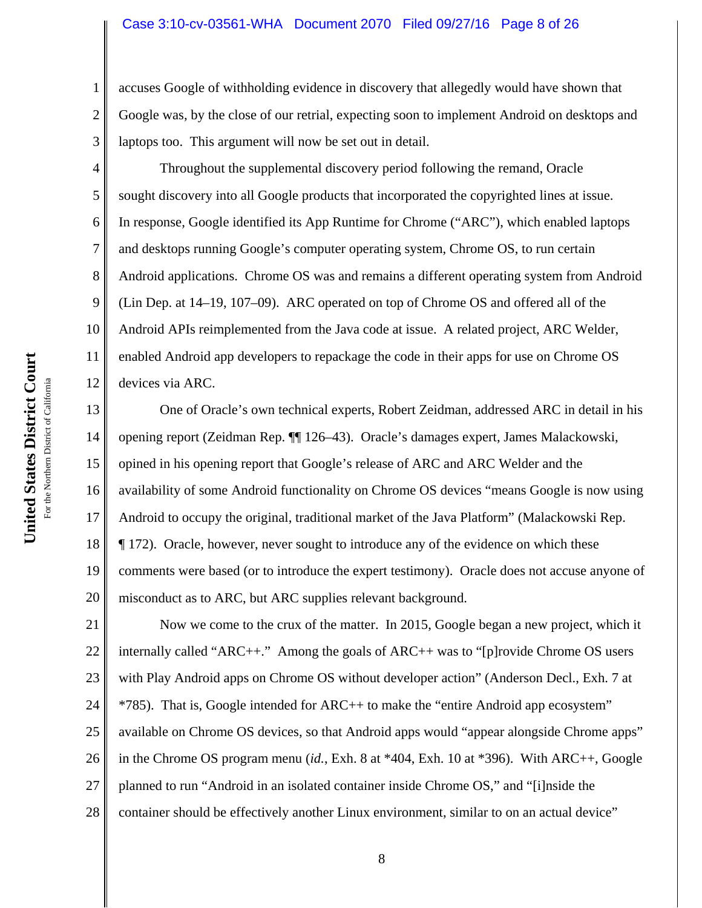accuses Google of withholding evidence in discovery that allegedly would have shown that Google was, by the close of our retrial, expecting soon to implement Android on desktops and laptops too. This argument will now be set out in detail.

Throughout the supplemental discovery period following the remand, Oracle sought discovery into all Google products that incorporated the copyrighted lines at issue. In response, Google identified its App Runtime for Chrome ("ARC"), which enabled laptops and desktops running Google's computer operating system, Chrome OS, to run certain Android applications. Chrome OS was and remains a different operating system from Android (Lin Dep. at 14–19, 107–09). ARC operated on top of Chrome OS and offered all of the Android APIs reimplemented from the Java code at issue. A related project, ARC Welder, enabled Android app developers to repackage the code in their apps for use on Chrome OS devices via ARC.

One of Oracle's own technical experts, Robert Zeidman, addressed ARC in detail in his opening report (Zeidman Rep. ¶¶ 126–43). Oracle's damages expert, James Malackowski, opined in his opening report that Google's release of ARC and ARC Welder and the availability of some Android functionality on Chrome OS devices "means Google is now using Android to occupy the original, traditional market of the Java Platform" (Malackowski Rep. ¶ 172). Oracle, however, never sought to introduce any of the evidence on which these comments were based (or to introduce the expert testimony). Oracle does not accuse anyone of misconduct as to ARC, but ARC supplies relevant background.

Now we come to the crux of the matter. In 2015, Google began a new project, which it internally called "ARC++." Among the goals of ARC++ was to "[p]rovide Chrome OS users with Play Android apps on Chrome OS without developer action" (Anderson Decl., Exh. 7 at *785). That is, Google intended for ARC++ to make the "entire Android app ecosystem" available on Chrome OS devices, so that Android apps would "appear alongside Chrome apps" in the Chrome OS program menu (*id.*, Exh. 8 at *404, Exh. 10 at *396). With ARC++, Google planned to run "Android in an isolated container inside Chrome OS," and "[i]nside the container should be effectively another Linux environment, similar to on an actual device"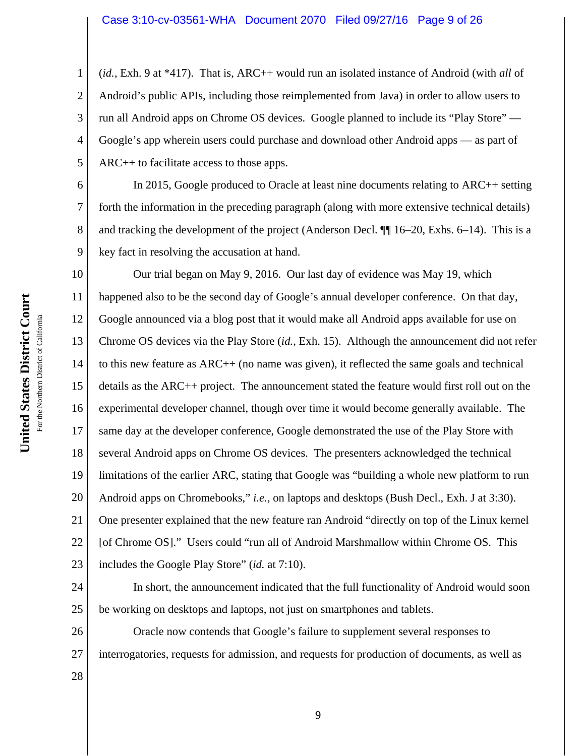(*id.*, Exh. 9 at *417). That is, ARC++ would run an isolated instance of Android (with *all* of Android's public APIs, including those reimplemented from Java) in order to allow users to run all Android apps on Chrome OS devices. Google planned to include its "Play Store" — Google's app wherein users could purchase and download other Android apps — as part of ARC++ to facilitate access to those apps.

In 2015, Google produced to Oracle at least nine documents relating to ARC++ setting forth the information in the preceding paragraph (along with more extensive technical details) and tracking the development of the project (Anderson Decl. ¶¶ 16–20, Exhs. 6–14). This is a key fact in resolving the accusation at hand.

Our trial began on May 9, 2016. Our last day of evidence was May 19, which happened also to be the second day of Google's annual developer conference. On that day, Google announced via a blog post that it would make all Android apps available for use on Chrome OS devices via the Play Store (*id.*, Exh. 15). Although the announcement did not refer to this new feature as ARC++ (no name was given), it reflected the same goals and technical details as the ARC++ project. The announcement stated the feature would first roll out on the experimental developer channel, though over time it would become generally available. The same day at the developer conference, Google demonstrated the use of the Play Store with several Android apps on Chrome OS devices. The presenters acknowledged the technical limitations of the earlier ARC, stating that Google was "building a whole new platform to run Android apps on Chromebooks," *i.e.*, on laptops and desktops (Bush Decl., Exh. J at 3:30). One presenter explained that the new feature ran Android "directly on top of the Linux kernel [of Chrome OS]." Users could "run all of Android Marshmallow within Chrome OS. This includes the Google Play Store" (*id.* at 7:10).

In short, the announcement indicated that the full functionality of Android would soon be working on desktops and laptops, not just on smartphones and tablets.

Oracle now contends that Google's failure to supplement several responses to interrogatories, requests for admission, and requests for production of documents, as well as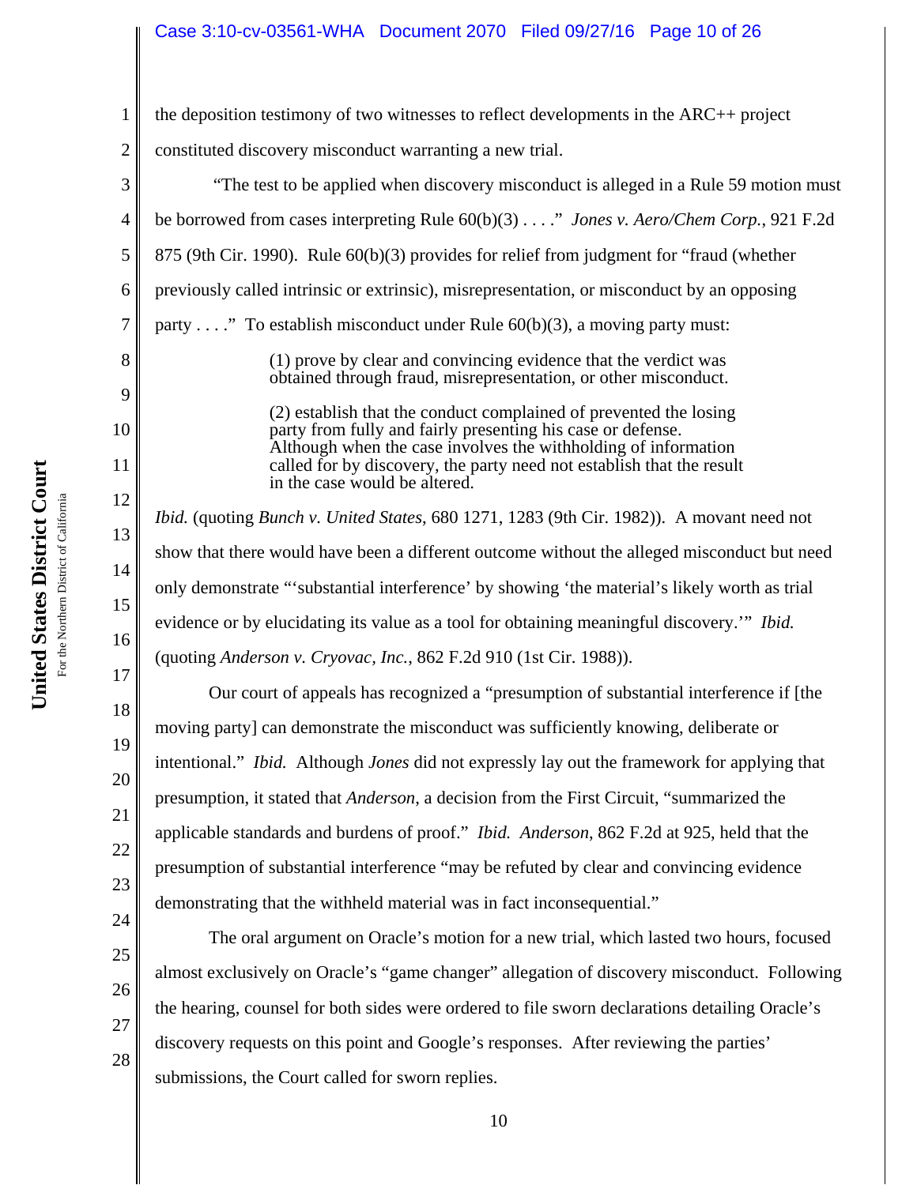the deposition testimony of two witnesses to reflect developments in the ARC++ project constituted discovery misconduct warranting a new trial.

"The test to be applied when discovery misconduct is alleged in a Rule 59 motion must be borrowed from cases interpreting Rule 60(b)(3) . . . ." *Jones v. Aero/Chem Corp.*, 921 F.2d 875 (9th Cir. 1990). Rule 60(b)(3) provides for relief from judgment for "fraud (whether previously called intrinsic or extrinsic), misrepresentation, or misconduct by an opposing party . . . ." To establish misconduct under Rule 60(b)(3), a moving party must:

> (1) prove by clear and convincing evidence that the verdict was obtained through fraud, misrepresentation, or other misconduct.
>
> (2) establish that the conduct complained of prevented the losing party from fully and fairly presenting his case or defense. Although when the case involves the withholding of information called for by discovery, the party need not establish that the result in the case would be altered.

*Ibid.* (quoting *Bunch v. United States*, 680 1271, 1283 (9th Cir. 1982)). A movant need not show that there would have been a different outcome without the alleged misconduct but need only demonstrate "'substantial interference' by showing 'the material's likely worth as trial evidence or by elucidating its value as a tool for obtaining meaningful discovery.'" *Ibid.* (quoting *Anderson v. Cryovac, Inc.*, 862 F.2d 910 (1st Cir. 1988)).

Our court of appeals has recognized a "presumption of substantial interference if [the moving party] can demonstrate the misconduct was sufficiently knowing, deliberate or intentional." *Ibid.* Although *Jones* did not expressly lay out the framework for applying that presumption, it stated that *Anderson*, a decision from the First Circuit, "summarized the applicable standards and burdens of proof." *Ibid. Anderson*, 862 F.2d at 925, held that the presumption of substantial interference "may be refuted by clear and convincing evidence demonstrating that the withheld material was in fact inconsequential."

The oral argument on Oracle's motion for a new trial, which lasted two hours, focused almost exclusively on Oracle's "game changer" allegation of discovery misconduct. Following the hearing, counsel for both sides were ordered to file sworn declarations detailing Oracle's discovery requests on this point and Google's responses. After reviewing the parties' submissions, the Court called for sworn replies.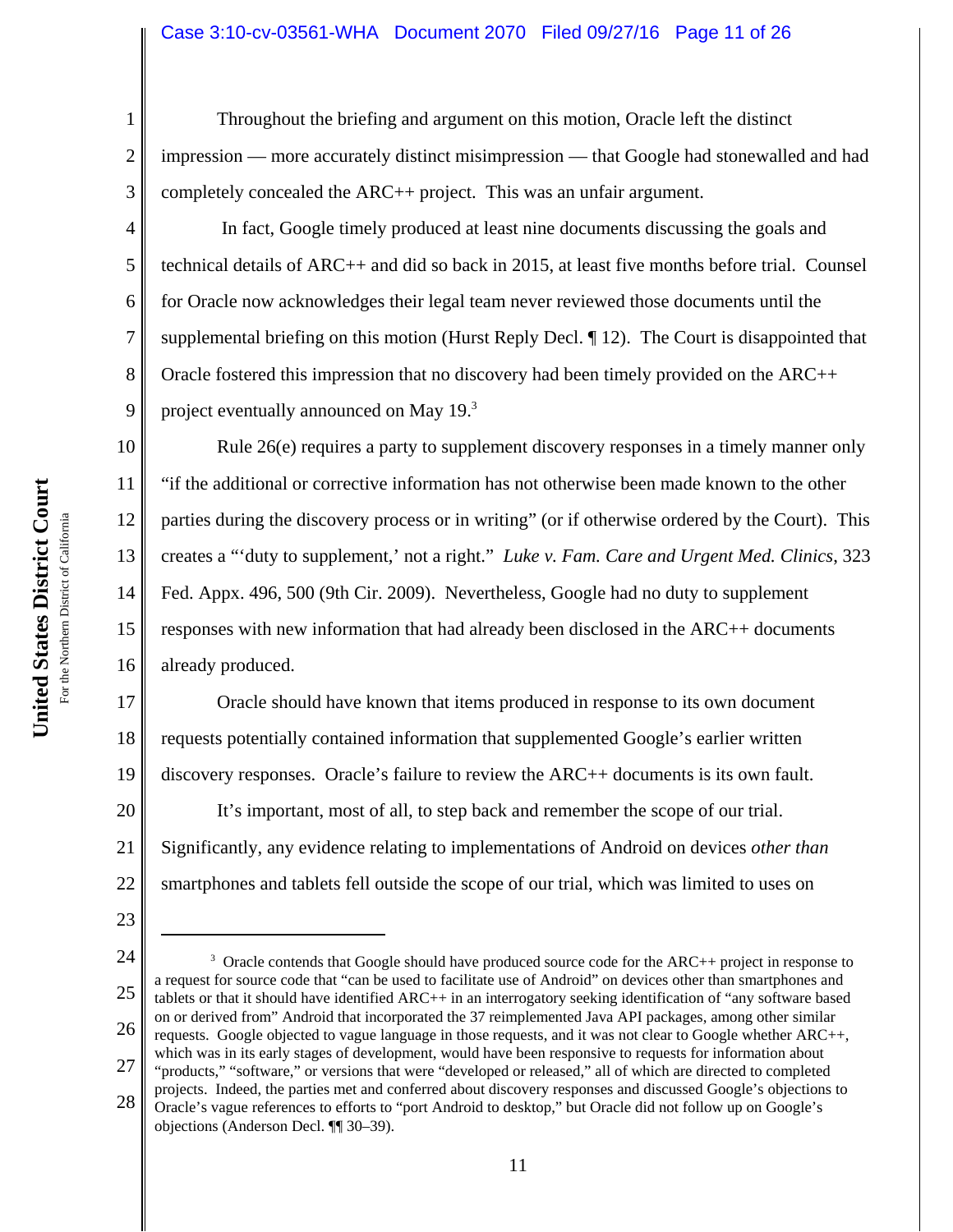Throughout the briefing and argument on this motion, Oracle left the distinct impression — more accurately distinct misimpression — that Google had stonewalled and had completely concealed the ARC++ project. This was an unfair argument.

In fact, Google timely produced at least nine documents discussing the goals and technical details of ARC++ and did so back in 2015, at least five months before trial. Counsel for Oracle now acknowledges their legal team never reviewed those documents until the supplemental briefing on this motion (Hurst Reply Decl. ¶ 12). The Court is disappointed that Oracle fostered this impression that no discovery had been timely provided on the ARC++ project eventually announced on May 19.[3]

Rule 26(e) requires a party to supplement discovery responses in a timely manner only "if the additional or corrective information has not otherwise been made known to the other parties during the discovery process or in writing" (or if otherwise ordered by the Court). This creates a "'duty to supplement,' not a right." *Luke v. Fam. Care and Urgent Med. Clinics*, 323 Fed. Appx. 496, 500 (9th Cir. 2009). Nevertheless, Google had no duty to supplement responses with new information that had already been disclosed in the ARC++ documents already produced.

Oracle should have known that items produced in response to its own document requests potentially contained information that supplemented Google's earlier written discovery responses. Oracle's failure to review the ARC++ documents is its own fault.

It's important, most of all, to step back and remember the scope of our trial. Significantly, any evidence relating to implementations of Android on devices *other than* smartphones and tablets fell outside the scope of our trial, which was limited to uses on

---

[3] Oracle contends that Google should have produced source code for the ARC++ project in response to a request for source code that "can be used to facilitate use of Android" on devices other than smartphones and tablets or that it should have identified ARC++ in an interrogatory seeking identification of "any software based on or derived from" Android that incorporated the 37 reimplemented Java API packages, among other similar requests. Google objected to vague language in those requests, and it was not clear to Google whether ARC++, which was in its early stages of development, would have been responsive to requests for information about "products," "software," or versions that were "developed or released," all of which are directed to completed projects. Indeed, the parties met and conferred about discovery responses and discussed Google's objections to Oracle's vague references to efforts to "port Android to desktop," but Oracle did not follow up on Google's objections (Anderson Decl. ¶¶ 30–39).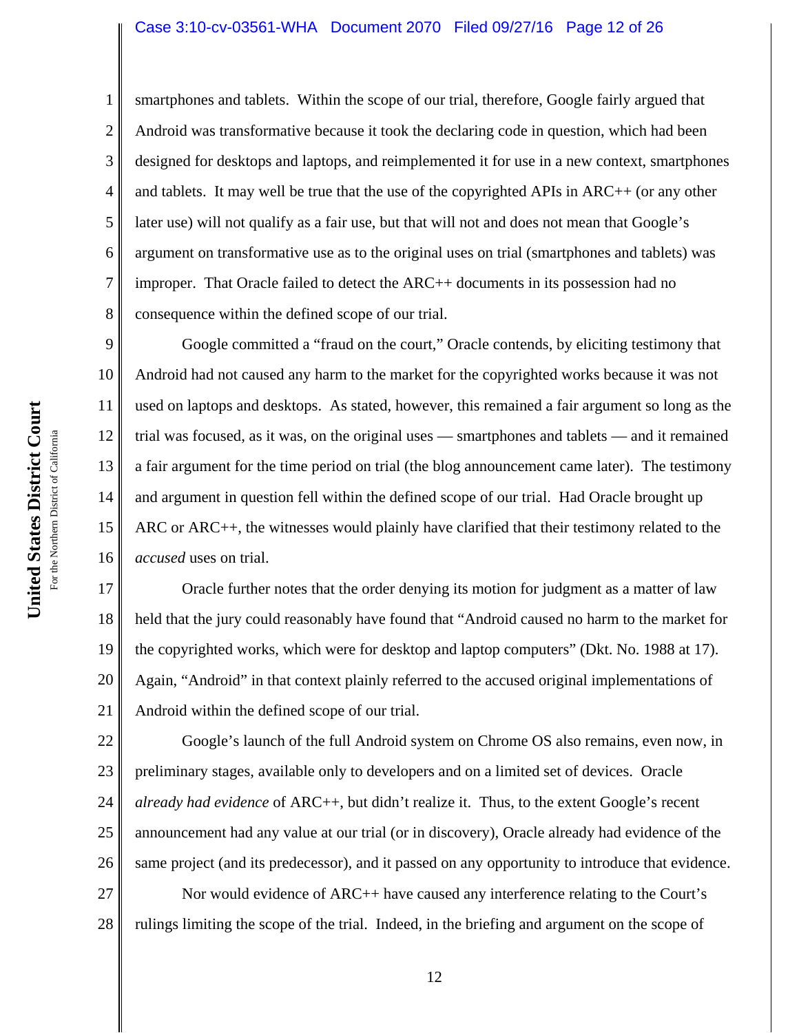smartphones and tablets. Within the scope of our trial, therefore, Google fairly argued that Android was transformative because it took the declaring code in question, which had been designed for desktops and laptops, and reimplemented it for use in a new context, smartphones and tablets. It may well be true that the use of the copyrighted APIs in ARC++ (or any other later use) will not qualify as a fair use, but that will not and does not mean that Google's argument on transformative use as to the original uses on trial (smartphones and tablets) was improper. That Oracle failed to detect the ARC++ documents in its possession had no consequence within the defined scope of our trial.

Google committed a "fraud on the court," Oracle contends, by eliciting testimony that Android had not caused any harm to the market for the copyrighted works because it was not used on laptops and desktops. As stated, however, this remained a fair argument so long as the trial was focused, as it was, on the original uses — smartphones and tablets — and it remained a fair argument for the time period on trial (the blog announcement came later). The testimony and argument in question fell within the defined scope of our trial. Had Oracle brought up ARC or ARC++, the witnesses would plainly have clarified that their testimony related to the *accused* uses on trial.

Oracle further notes that the order denying its motion for judgment as a matter of law held that the jury could reasonably have found that "Android caused no harm to the market for the copyrighted works, which were for desktop and laptop computers" (Dkt. No. 1988 at 17). Again, "Android" in that context plainly referred to the accused original implementations of Android within the defined scope of our trial.

Google's launch of the full Android system on Chrome OS also remains, even now, in preliminary stages, available only to developers and on a limited set of devices. Oracle *already had evidence* of ARC++, but didn't realize it. Thus, to the extent Google's recent announcement had any value at our trial (or in discovery), Oracle already had evidence of the same project (and its predecessor), and it passed on any opportunity to introduce that evidence.

Nor would evidence of ARC++ have caused any interference relating to the Court's rulings limiting the scope of the trial. Indeed, in the briefing and argument on the scope of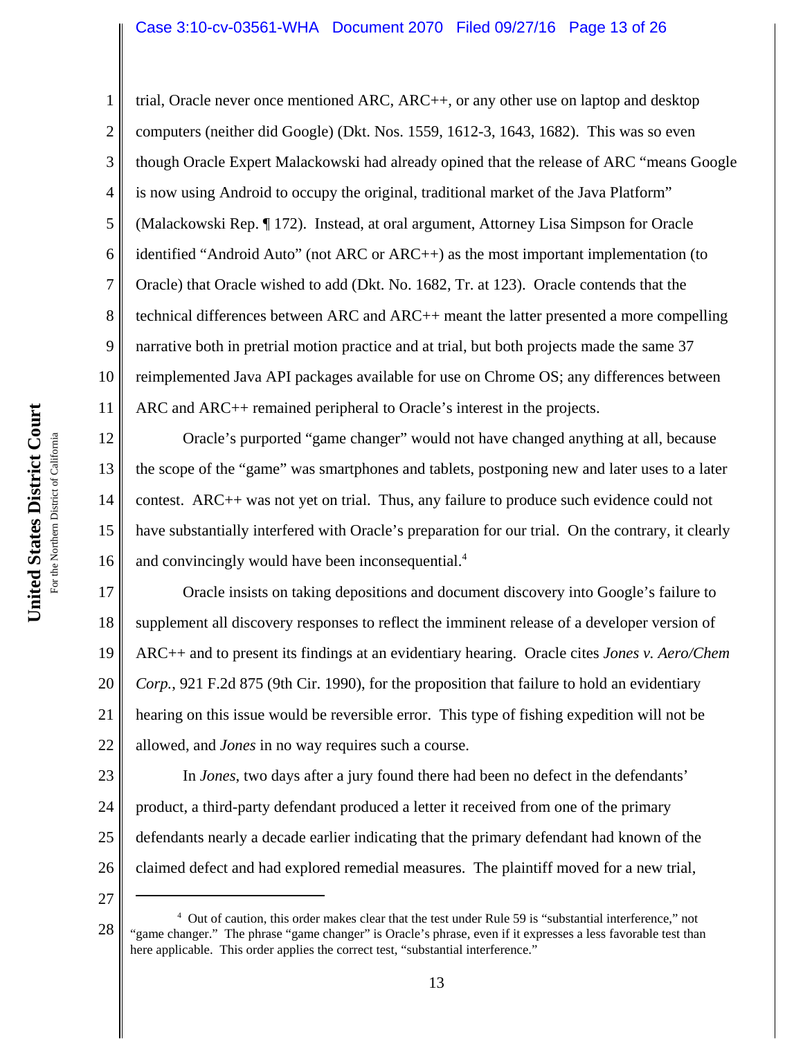trial, Oracle never once mentioned ARC, ARC++, or any other use on laptop and desktop computers (neither did Google) (Dkt. Nos. 1559, 1612-3, 1643, 1682). This was so even though Oracle Expert Malackowski had already opined that the release of ARC "means Google is now using Android to occupy the original, traditional market of the Java Platform" (Malackowski Rep. ¶ 172). Instead, at oral argument, Attorney Lisa Simpson for Oracle identified "Android Auto" (not ARC or ARC++) as the most important implementation (to Oracle) that Oracle wished to add (Dkt. No. 1682, Tr. at 123). Oracle contends that the technical differences between ARC and ARC++ meant the latter presented a more compelling narrative both in pretrial motion practice and at trial, but both projects made the same 37 reimplemented Java API packages available for use on Chrome OS; any differences between ARC and ARC++ remained peripheral to Oracle's interest in the projects.

Oracle's purported "game changer" would not have changed anything at all, because the scope of the "game" was smartphones and tablets, postponing new and later uses to a later contest. ARC++ was not yet on trial. Thus, any failure to produce such evidence could not have substantially interfered with Oracle's preparation for our trial. On the contrary, it clearly and convincingly would have been inconsequential.[4]

Oracle insists on taking depositions and document discovery into Google's failure to supplement all discovery responses to reflect the imminent release of a developer version of ARC++ and to present its findings at an evidentiary hearing. Oracle cites *Jones v. Aero/Chem Corp.*, 921 F.2d 875 (9th Cir. 1990), for the proposition that failure to hold an evidentiary hearing on this issue would be reversible error. This type of fishing expedition will not be allowed, and *Jones* in no way requires such a course.

In *Jones*, two days after a jury found there had been no defect in the defendants' product, a third-party defendant produced a letter it received from one of the primary defendants nearly a decade earlier indicating that the primary defendant had known of the claimed defect and had explored remedial measures. The plaintiff moved for a new trial,

---

[4] Out of caution, this order makes clear that the test under Rule 59 is "substantial interference," not "game changer." The phrase "game changer" is Oracle's phrase, even if it expresses a less favorable test than here applicable. This order applies the correct test, "substantial interference."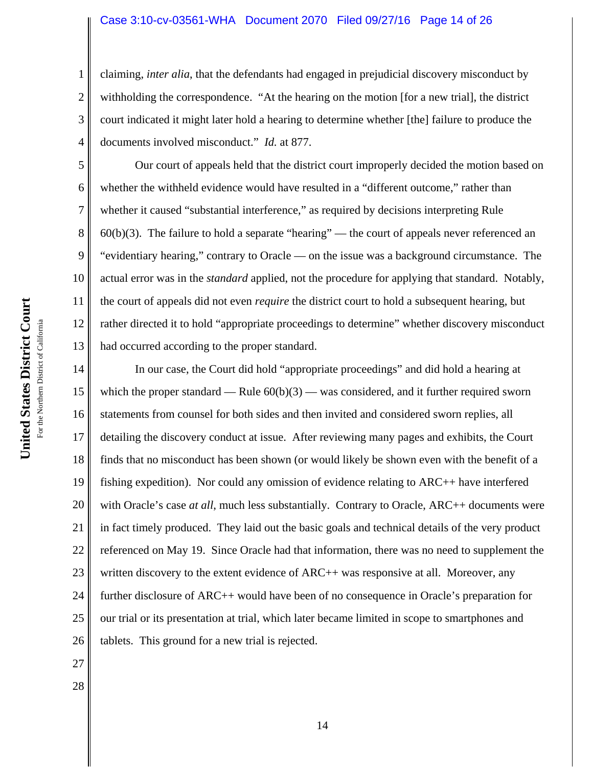claiming, *inter alia*, that the defendants had engaged in prejudicial discovery misconduct by withholding the correspondence. "At the hearing on the motion [for a new trial], the district court indicated it might later hold a hearing to determine whether [the] failure to produce the documents involved misconduct." *Id.* at 877.

Our court of appeals held that the district court improperly decided the motion based on whether the withheld evidence would have resulted in a "different outcome," rather than whether it caused "substantial interference," as required by decisions interpreting Rule 60(b)(3). The failure to hold a separate "hearing" — the court of appeals never referenced an "evidentiary hearing," contrary to Oracle — on the issue was a background circumstance. The actual error was in the *standard* applied, not the procedure for applying that standard. Notably, the court of appeals did not even *require* the district court to hold a subsequent hearing, but rather directed it to hold "appropriate proceedings to determine" whether discovery misconduct had occurred according to the proper standard.

In our case, the Court did hold "appropriate proceedings" and did hold a hearing at which the proper standard — Rule 60(b)(3) — was considered, and it further required sworn statements from counsel for both sides and then invited and considered sworn replies, all detailing the discovery conduct at issue. After reviewing many pages and exhibits, the Court finds that no misconduct has been shown (or would likely be shown even with the benefit of a fishing expedition). Nor could any omission of evidence relating to ARC++ have interfered with Oracle's case *at all*, much less substantially. Contrary to Oracle, ARC++ documents were in fact timely produced. They laid out the basic goals and technical details of the very product referenced on May 19. Since Oracle had that information, there was no need to supplement the written discovery to the extent evidence of ARC++ was responsive at all. Moreover, any further disclosure of ARC++ would have been of no consequence in Oracle's preparation for our trial or its presentation at trial, which later became limited in scope to smartphones and tablets. This ground for a new trial is rejected.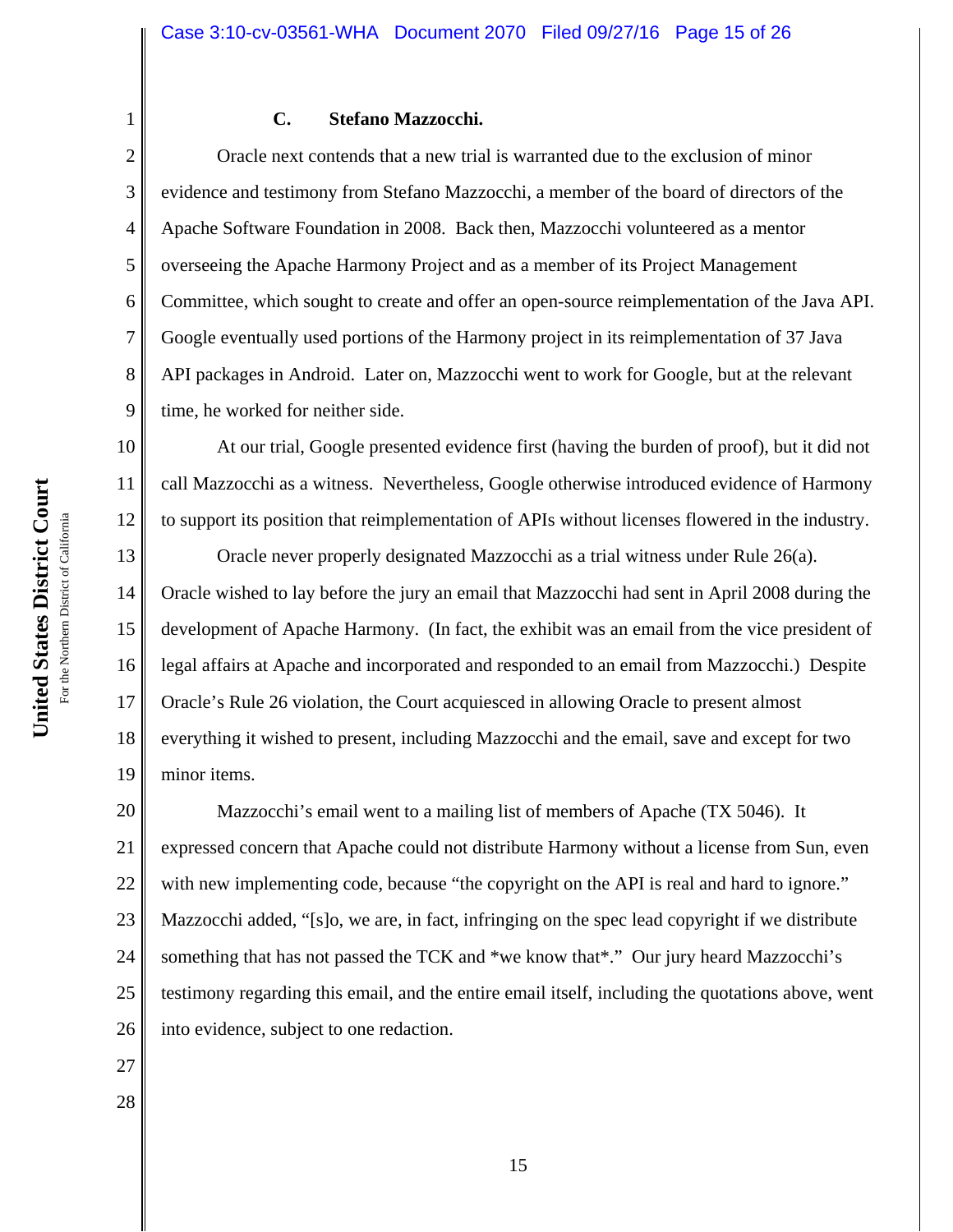### C. Stefano Mazzocchi.

Oracle next contends that a new trial is warranted due to the exclusion of minor evidence and testimony from Stefano Mazzocchi, a member of the board of directors of the Apache Software Foundation in 2008. Back then, Mazzocchi volunteered as a mentor overseeing the Apache Harmony Project and as a member of its Project Management Committee, which sought to create and offer an open-source reimplementation of the Java API. Google eventually used portions of the Harmony project in its reimplementation of 37 Java API packages in Android. Later on, Mazzocchi went to work for Google, but at the relevant time, he worked for neither side.

At our trial, Google presented evidence first (having the burden of proof), but it did not call Mazzocchi as a witness. Nevertheless, Google otherwise introduced evidence of Harmony to support its position that reimplementation of APIs without licenses flowered in the industry.

Oracle never properly designated Mazzocchi as a trial witness under Rule 26(a). Oracle wished to lay before the jury an email that Mazzocchi had sent in April 2008 during the development of Apache Harmony. (In fact, the exhibit was an email from the vice president of legal affairs at Apache and incorporated and responded to an email from Mazzocchi.) Despite Oracle's Rule 26 violation, the Court acquiesced in allowing Oracle to present almost everything it wished to present, including Mazzocchi and the email, save and except for two minor items.

Mazzocchi's email went to a mailing list of members of Apache (TX 5046). It expressed concern that Apache could not distribute Harmony without a license from Sun, even with new implementing code, because "the copyright on the API is real and hard to ignore." Mazzocchi added, "[s]o, we are, in fact, infringing on the spec lead copyright if we distribute something that has not passed the TCK and *we know that*." Our jury heard Mazzocchi's testimony regarding this email, and the entire email itself, including the quotations above, went into evidence, subject to one redaction.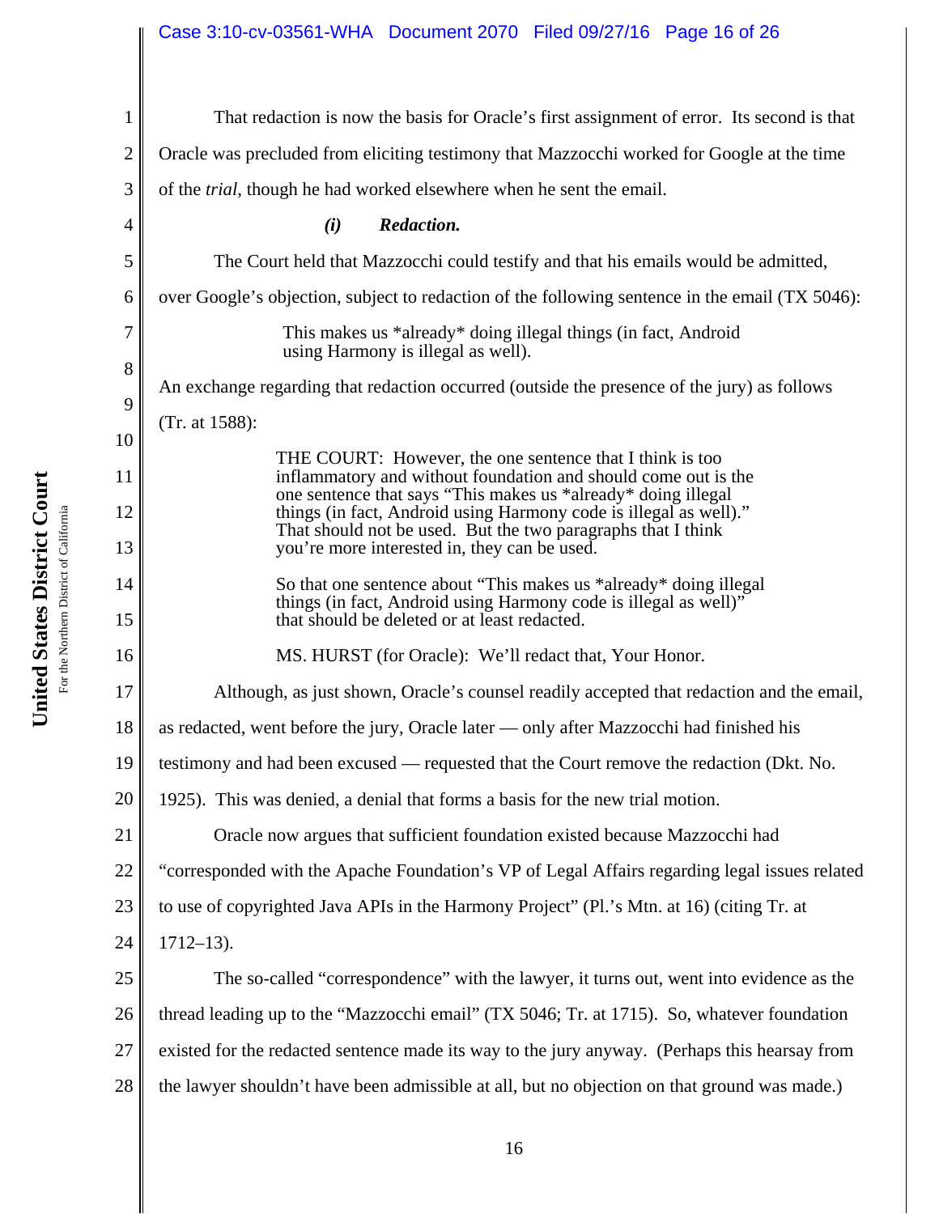That redaction is now the basis for Oracle's first assignment of error. Its second is that Oracle was precluded from eliciting testimony that Mazzocchi worked for Google at the time of the *trial*, though he had worked elsewhere when he sent the email.

***(i) Redaction.***

The Court held that Mazzocchi could testify and that his emails would be admitted, over Google's objection, subject to redaction of the following sentence in the email (TX 5046):

> This makes us *already* doing illegal things (in fact, Android using Harmony is illegal as well).

An exchange regarding that redaction occurred (outside the presence of the jury) as follows (Tr. at 1588):

> THE COURT: However, the one sentence that I think is too inflammatory and without foundation and should come out is the one sentence that says "This makes us *already* doing illegal things (in fact, Android using Harmony code is illegal as well)." That should not be used. But the two paragraphs that I think you're more interested in, they can be used.
>
> So that one sentence about "This makes us *already* doing illegal things (in fact, Android using Harmony code is illegal as well)" that should be deleted or at least redacted.
>
> MS. HURST (for Oracle): We'll redact that, Your Honor.

Although, as just shown, Oracle's counsel readily accepted that redaction and the email, as redacted, went before the jury, Oracle later — only after Mazzocchi had finished his testimony and had been excused — requested that the Court remove the redaction (Dkt. No. 1925). This was denied, a denial that forms a basis for the new trial motion.

Oracle now argues that sufficient foundation existed because Mazzocchi had "corresponded with the Apache Foundation's VP of Legal Affairs regarding legal issues related to use of copyrighted Java APIs in the Harmony Project" (Pl.'s Mtn. at 16) (citing Tr. at 1712–13).

The so-called "correspondence" with the lawyer, it turns out, went into evidence as the thread leading up to the "Mazzocchi email" (TX 5046; Tr. at 1715). So, whatever foundation existed for the redacted sentence made its way to the jury anyway. (Perhaps this hearsay from the lawyer shouldn't have been admissible at all, but no objection on that ground was made.)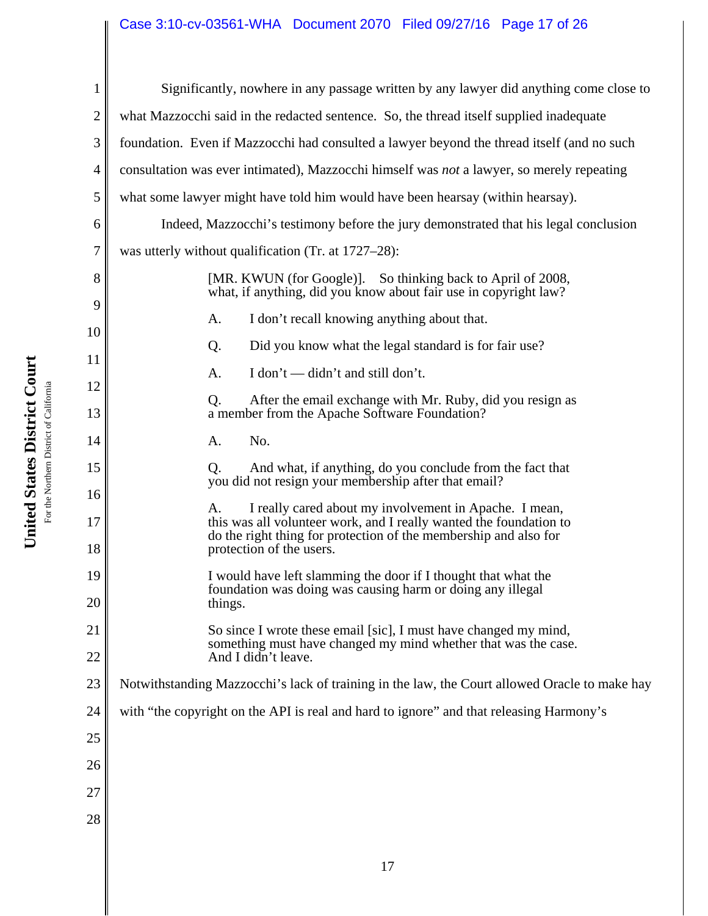Significantly, nowhere in any passage written by any lawyer did anything come close to what Mazzocchi said in the redacted sentence. So, the thread itself supplied inadequate foundation. Even if Mazzocchi had consulted a lawyer beyond the thread itself (and no such consultation was ever intimated), Mazzocchi himself was *not* a lawyer, so merely repeating what some lawyer might have told him would have been hearsay (within hearsay).

Indeed, Mazzocchi's testimony before the jury demonstrated that his legal conclusion was utterly without qualification (Tr. at 1727–28):

> [MR. KWUN (for Google)]. So thinking back to April of 2008, what, if anything, did you know about fair use in copyright law?
>
> A. I don't recall knowing anything about that.
>
> Q. Did you know what the legal standard is for fair use?
>
> A. I don't — didn't and still don't.
>
> Q. After the email exchange with Mr. Ruby, did you resign as a member from the Apache Software Foundation?
>
> A. No.
>
> Q. And what, if anything, do you conclude from the fact that you did not resign your membership after that email?
>
> A. I really cared about my involvement in Apache. I mean, this was all volunteer work, and I really wanted the foundation to do the right thing for protection of the membership and also for protection of the users.
>
> I would have left slamming the door if I thought that what the foundation was doing was causing harm or doing any illegal things.
>
> So since I wrote these email [sic], I must have changed my mind, something must have changed my mind whether that was the case. And I didn't leave.

Notwithstanding Mazzocchi's lack of training in the law, the Court allowed Oracle to make hay with "the copyright on the API is real and hard to ignore" and that releasing Harmony's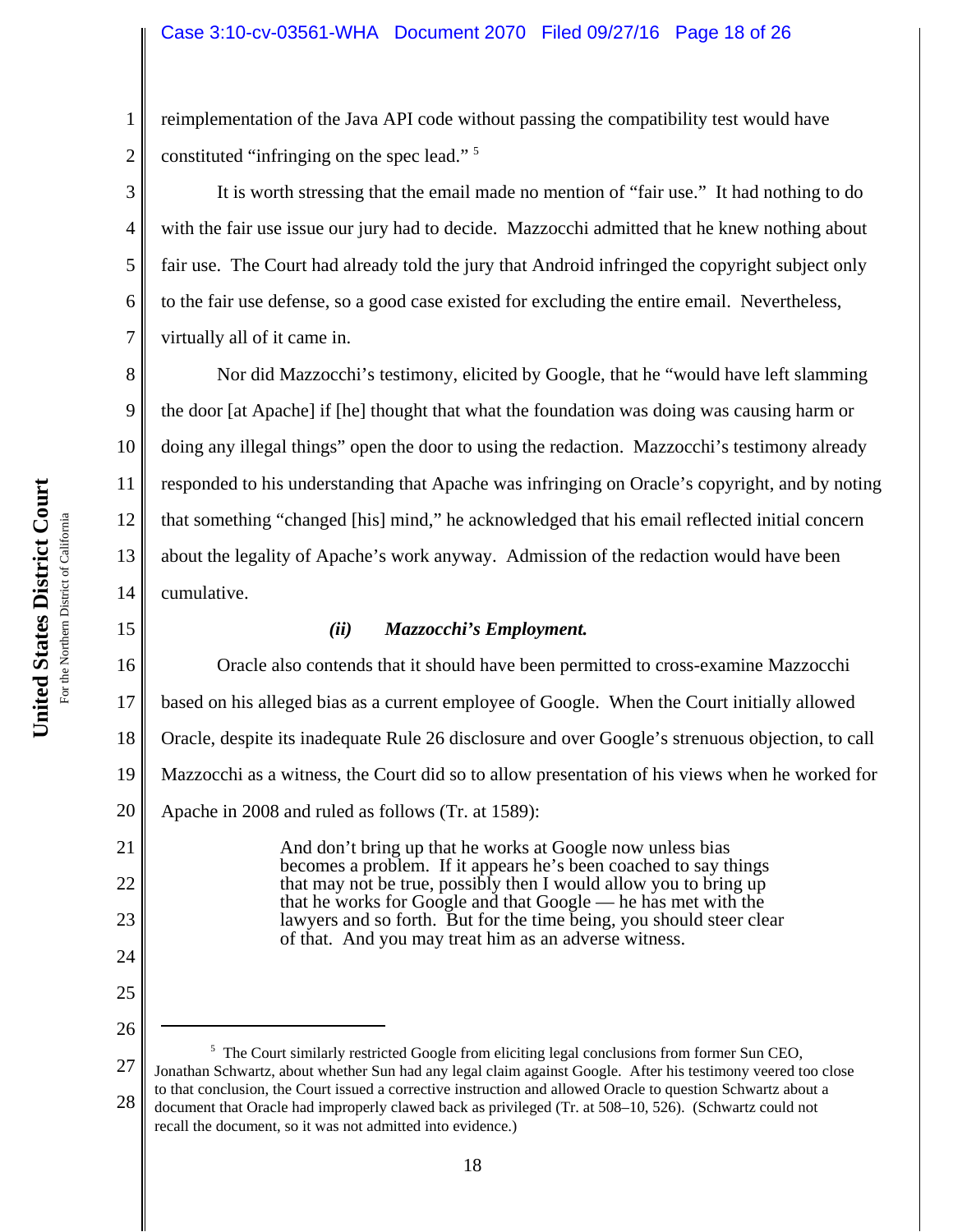reimplementation of the Java API code without passing the compatibility test would have constituted "infringing on the spec lead." [5]

It is worth stressing that the email made no mention of "fair use." It had nothing to do with the fair use issue our jury had to decide. Mazzocchi admitted that he knew nothing about fair use. The Court had already told the jury that Android infringed the copyright subject only to the fair use defense, so a good case existed for excluding the entire email. Nevertheless, virtually all of it came in.

Nor did Mazzocchi's testimony, elicited by Google, that he "would have left slamming the door [at Apache] if [he] thought that what the foundation was doing was causing harm or doing any illegal things" open the door to using the redaction. Mazzocchi's testimony already responded to his understanding that Apache was infringing on Oracle's copyright, and by noting that something "changed [his] mind," he acknowledged that his email reflected initial concern about the legality of Apache's work anyway. Admission of the redaction would have been cumulative.

*(ii) Mazzocchi's Employment.*

Oracle also contends that it should have been permitted to cross-examine Mazzocchi based on his alleged bias as a current employee of Google. When the Court initially allowed Oracle, despite its inadequate Rule 26 disclosure and over Google's strenuous objection, to call Mazzocchi as a witness, the Court did so to allow presentation of his views when he worked for Apache in 2008 and ruled as follows (Tr. at 1589):

> And don't bring up that he works at Google now unless bias becomes a problem. If it appears he's been coached to say things that may not be true, possibly then I would allow you to bring up that he works for Google and that Google — he has met with the lawyers and so forth. But for the time being, you should steer clear of that. And you may treat him as an adverse witness.

---

[5] The Court similarly restricted Google from eliciting legal conclusions from former Sun CEO, Jonathan Schwartz, about whether Sun had any legal claim against Google. After his testimony veered too close to that conclusion, the Court issued a corrective instruction and allowed Oracle to question Schwartz about a document that Oracle had improperly clawed back as privileged (Tr. at 508–10, 526). (Schwartz could not recall the document, so it was not admitted into evidence.)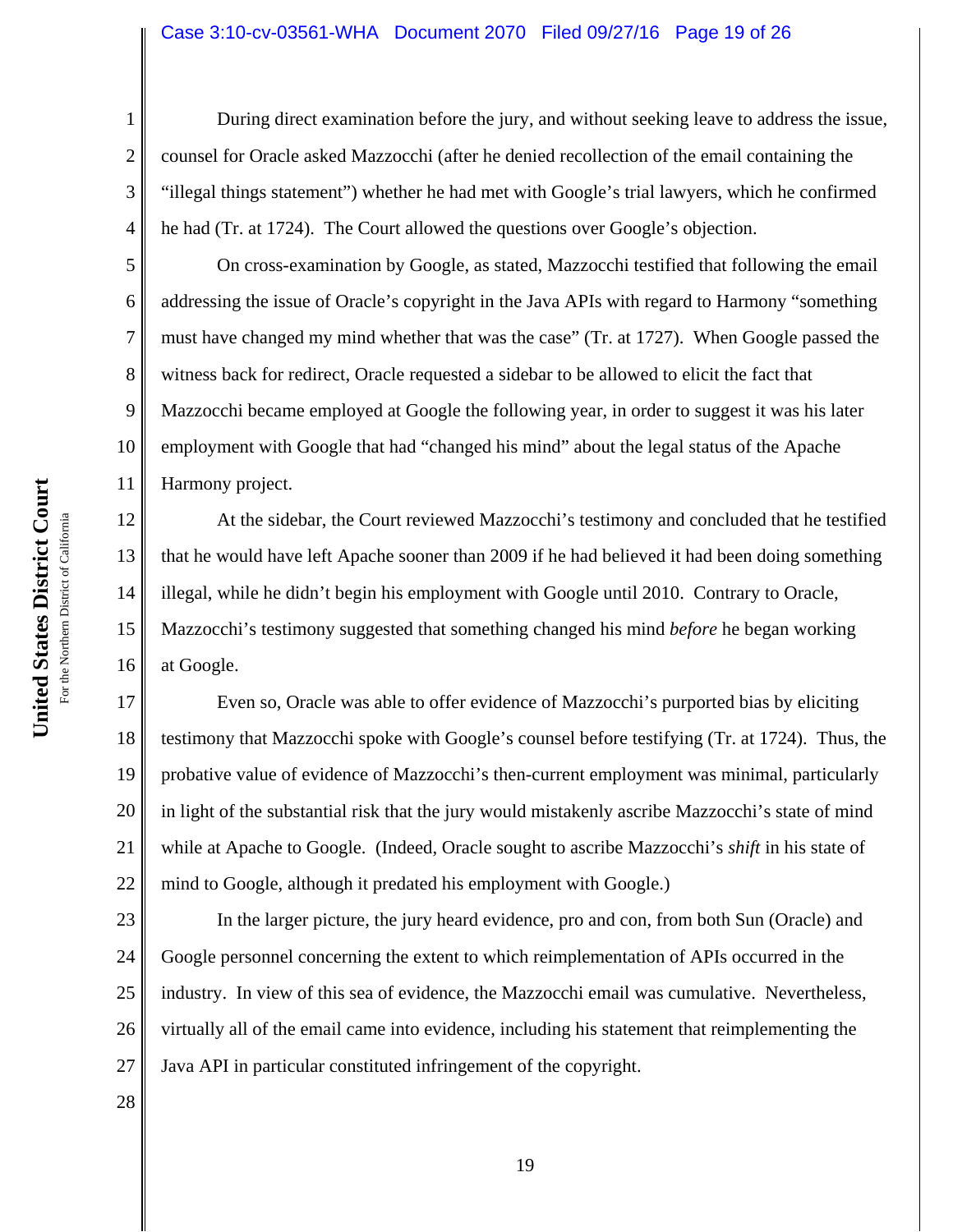During direct examination before the jury, and without seeking leave to address the issue, counsel for Oracle asked Mazzocchi (after he denied recollection of the email containing the "illegal things statement") whether he had met with Google's trial lawyers, which he confirmed he had (Tr. at 1724). The Court allowed the questions over Google's objection.

On cross-examination by Google, as stated, Mazzocchi testified that following the email addressing the issue of Oracle's copyright in the Java APIs with regard to Harmony "something must have changed my mind whether that was the case" (Tr. at 1727). When Google passed the witness back for redirect, Oracle requested a sidebar to be allowed to elicit the fact that Mazzocchi became employed at Google the following year, in order to suggest it was his later employment with Google that had "changed his mind" about the legal status of the Apache Harmony project.

At the sidebar, the Court reviewed Mazzocchi's testimony and concluded that he testified that he would have left Apache sooner than 2009 if he had believed it had been doing something illegal, while he didn't begin his employment with Google until 2010. Contrary to Oracle, Mazzocchi's testimony suggested that something changed his mind *before* he began working at Google.

Even so, Oracle was able to offer evidence of Mazzocchi's purported bias by eliciting testimony that Mazzocchi spoke with Google's counsel before testifying (Tr. at 1724). Thus, the probative value of evidence of Mazzocchi's then-current employment was minimal, particularly in light of the substantial risk that the jury would mistakenly ascribe Mazzocchi's state of mind while at Apache to Google. (Indeed, Oracle sought to ascribe Mazzocchi's *shift* in his state of mind to Google, although it predated his employment with Google.)

In the larger picture, the jury heard evidence, pro and con, from both Sun (Oracle) and Google personnel concerning the extent to which reimplementation of APIs occurred in the industry. In view of this sea of evidence, the Mazzocchi email was cumulative. Nevertheless, virtually all of the email came into evidence, including his statement that reimplementing the Java API in particular constituted infringement of the copyright.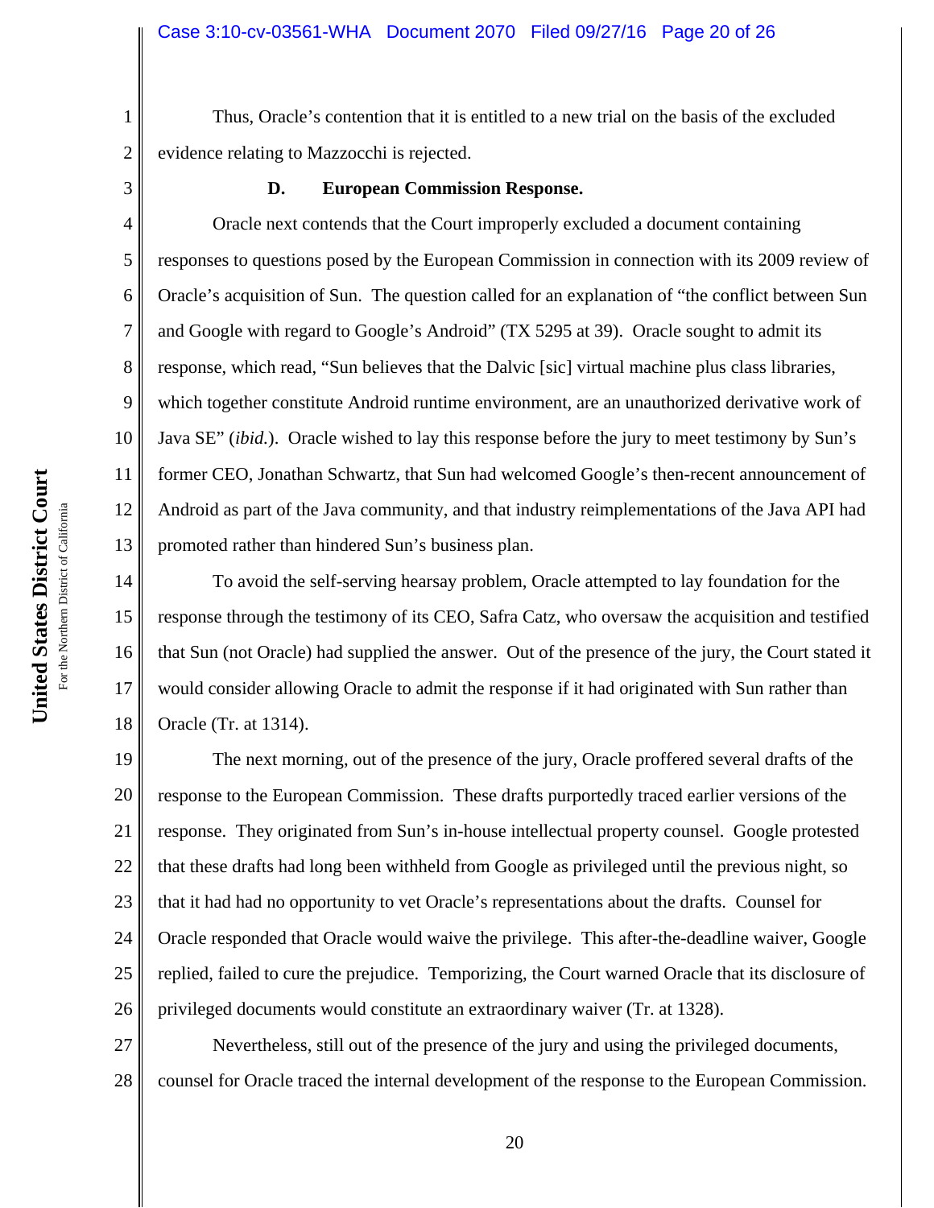Thus, Oracle's contention that it is entitled to a new trial on the basis of the excluded evidence relating to Mazzocchi is rejected.

### D. European Commission Response.

Oracle next contends that the Court improperly excluded a document containing responses to questions posed by the European Commission in connection with its 2009 review of Oracle's acquisition of Sun. The question called for an explanation of "the conflict between Sun and Google with regard to Google's Android" (TX 5295 at 39). Oracle sought to admit its response, which read, "Sun believes that the Dalvic [sic] virtual machine plus class libraries, which together constitute Android runtime environment, are an unauthorized derivative work of Java SE" (*ibid.*). Oracle wished to lay this response before the jury to meet testimony by Sun's former CEO, Jonathan Schwartz, that Sun had welcomed Google's then-recent announcement of Android as part of the Java community, and that industry reimplementations of the Java API had promoted rather than hindered Sun's business plan.

To avoid the self-serving hearsay problem, Oracle attempted to lay foundation for the response through the testimony of its CEO, Safra Catz, who oversaw the acquisition and testified that Sun (not Oracle) had supplied the answer. Out of the presence of the jury, the Court stated it would consider allowing Oracle to admit the response if it had originated with Sun rather than Oracle (Tr. at 1314).

The next morning, out of the presence of the jury, Oracle proffered several drafts of the response to the European Commission. These drafts purportedly traced earlier versions of the response. They originated from Sun's in-house intellectual property counsel. Google protested that these drafts had long been withheld from Google as privileged until the previous night, so that it had had no opportunity to vet Oracle's representations about the drafts. Counsel for Oracle responded that Oracle would waive the privilege. This after-the-deadline waiver, Google replied, failed to cure the prejudice. Temporizing, the Court warned Oracle that its disclosure of privileged documents would constitute an extraordinary waiver (Tr. at 1328).

Nevertheless, still out of the presence of the jury and using the privileged documents, counsel for Oracle traced the internal development of the response to the European Commission.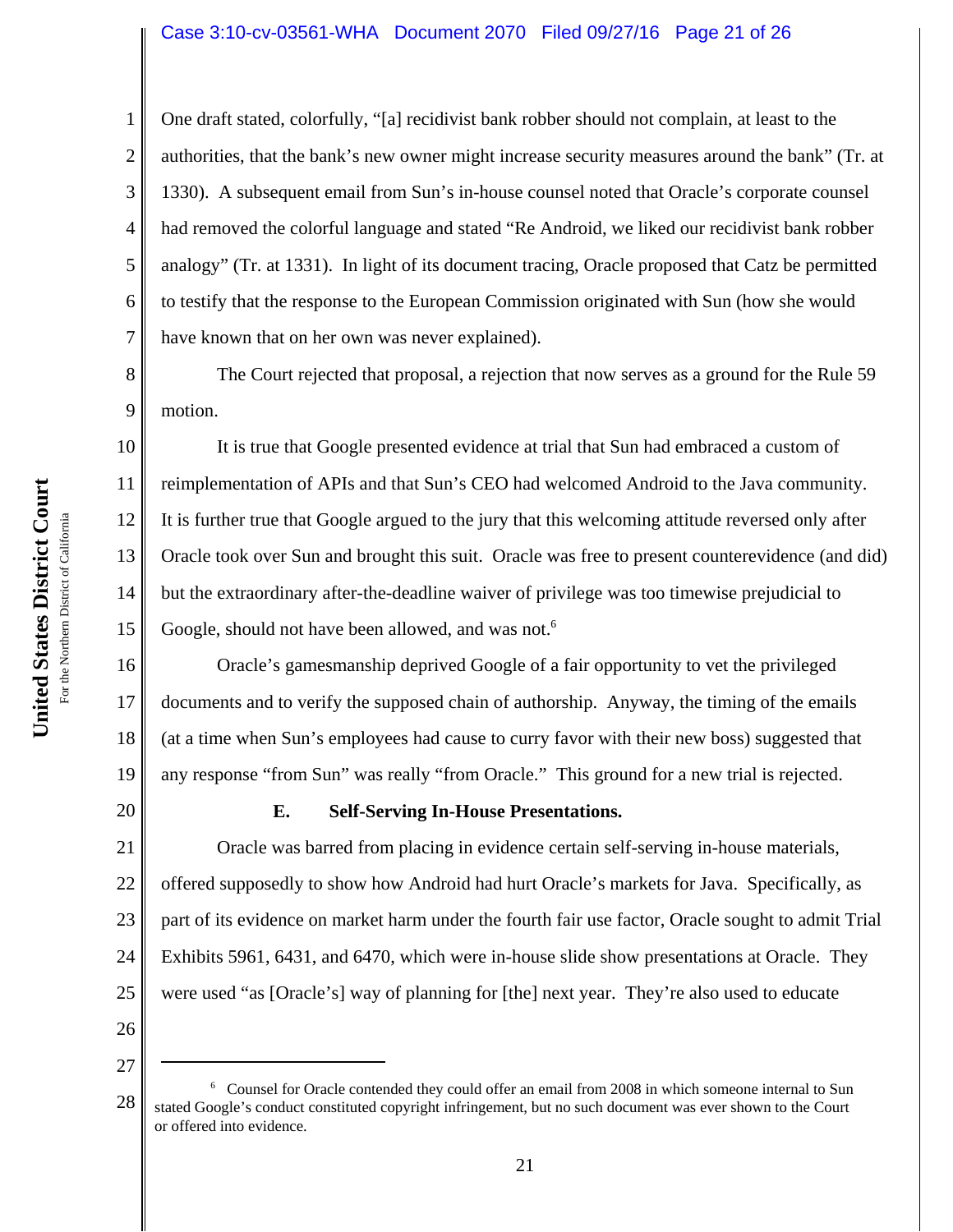One draft stated, colorfully, "[a] recidivist bank robber should not complain, at least to the authorities, that the bank's new owner might increase security measures around the bank" (Tr. at 1330). A subsequent email from Sun's in-house counsel noted that Oracle's corporate counsel had removed the colorful language and stated "Re Android, we liked our recidivist bank robber analogy" (Tr. at 1331). In light of its document tracing, Oracle proposed that Catz be permitted to testify that the response to the European Commission originated with Sun (how she would have known that on her own was never explained).

The Court rejected that proposal, a rejection that now serves as a ground for the Rule 59 motion.

It is true that Google presented evidence at trial that Sun had embraced a custom of reimplementation of APIs and that Sun's CEO had welcomed Android to the Java community. It is further true that Google argued to the jury that this welcoming attitude reversed only after Oracle took over Sun and brought this suit. Oracle was free to present counterevidence (and did) but the extraordinary after-the-deadline waiver of privilege was too timewise prejudicial to Google, should not have been allowed, and was not.[6]

Oracle's gamesmanship deprived Google of a fair opportunity to vet the privileged documents and to verify the supposed chain of authorship. Anyway, the timing of the emails (at a time when Sun's employees had cause to curry favor with their new boss) suggested that any response "from Sun" was really "from Oracle." This ground for a new trial is rejected.

### E. Self-Serving In-House Presentations.

Oracle was barred from placing in evidence certain self-serving in-house materials, offered supposedly to show how Android had hurt Oracle's markets for Java. Specifically, as part of its evidence on market harm under the fourth fair use factor, Oracle sought to admit Trial Exhibits 5961, 6431, and 6470, which were in-house slide show presentations at Oracle. They were used "as [Oracle's] way of planning for [the] next year. They're also used to educate

---

[6] Counsel for Oracle contended they could offer an email from 2008 in which someone internal to Sun stated Google's conduct constituted copyright infringement, but no such document was ever shown to the Court or offered into evidence.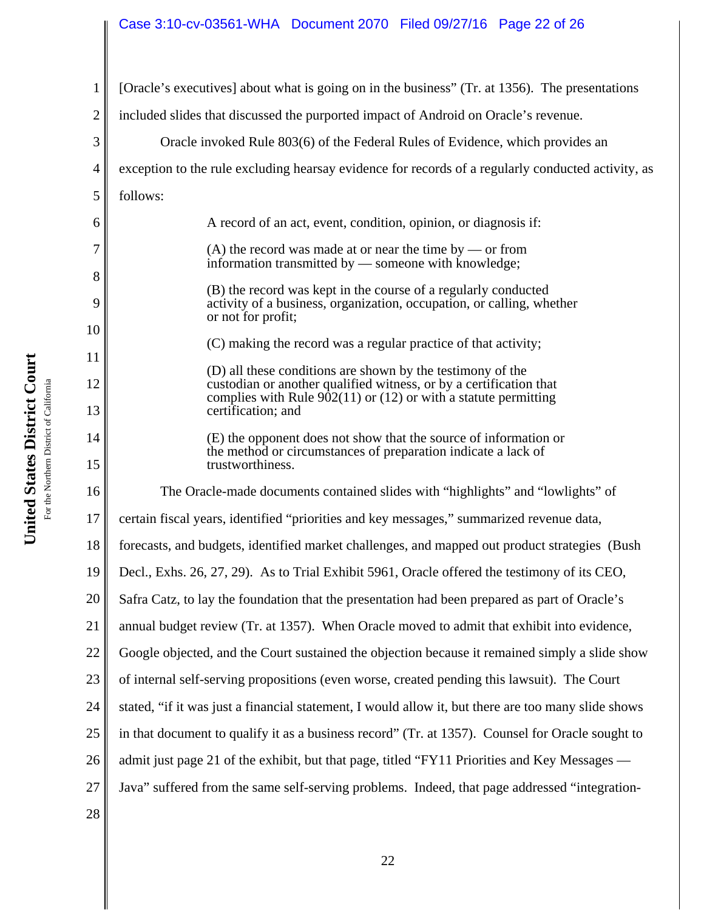[Oracle's executives] about what is going on in the business" (Tr. at 1356). The presentations included slides that discussed the purported impact of Android on Oracle's revenue.

Oracle invoked Rule 803(6) of the Federal Rules of Evidence, which provides an exception to the rule excluding hearsay evidence for records of a regularly conducted activity, as follows:

> A record of an act, event, condition, opinion, or diagnosis if:
>
> (A) the record was made at or near the time by — or from information transmitted by — someone with knowledge;
>
> (B) the record was kept in the course of a regularly conducted activity of a business, organization, occupation, or calling, whether or not for profit;
>
> (C) making the record was a regular practice of that activity;
>
> (D) all these conditions are shown by the testimony of the custodian or another qualified witness, or by a certification that complies with Rule 902(11) or (12) or with a statute permitting certification; and
>
> (E) the opponent does not show that the source of information or the method or circumstances of preparation indicate a lack of trustworthiness.

The Oracle-made documents contained slides with "highlights" and "lowlights" of certain fiscal years, identified "priorities and key messages," summarized revenue data, forecasts, and budgets, identified market challenges, and mapped out product strategies (Bush Decl., Exhs. 26, 27, 29). As to Trial Exhibit 5961, Oracle offered the testimony of its CEO, Safra Catz, to lay the foundation that the presentation had been prepared as part of Oracle's annual budget review (Tr. at 1357). When Oracle moved to admit that exhibit into evidence, Google objected, and the Court sustained the objection because it remained simply a slide show of internal self-serving propositions (even worse, created pending this lawsuit). The Court stated, "if it was just a financial statement, I would allow it, but there are too many slide shows in that document to qualify it as a business record" (Tr. at 1357). Counsel for Oracle sought to admit just page 21 of the exhibit, but that page, titled "FY11 Priorities and Key Messages — Java" suffered from the same self-serving problems. Indeed, that page addressed "integration-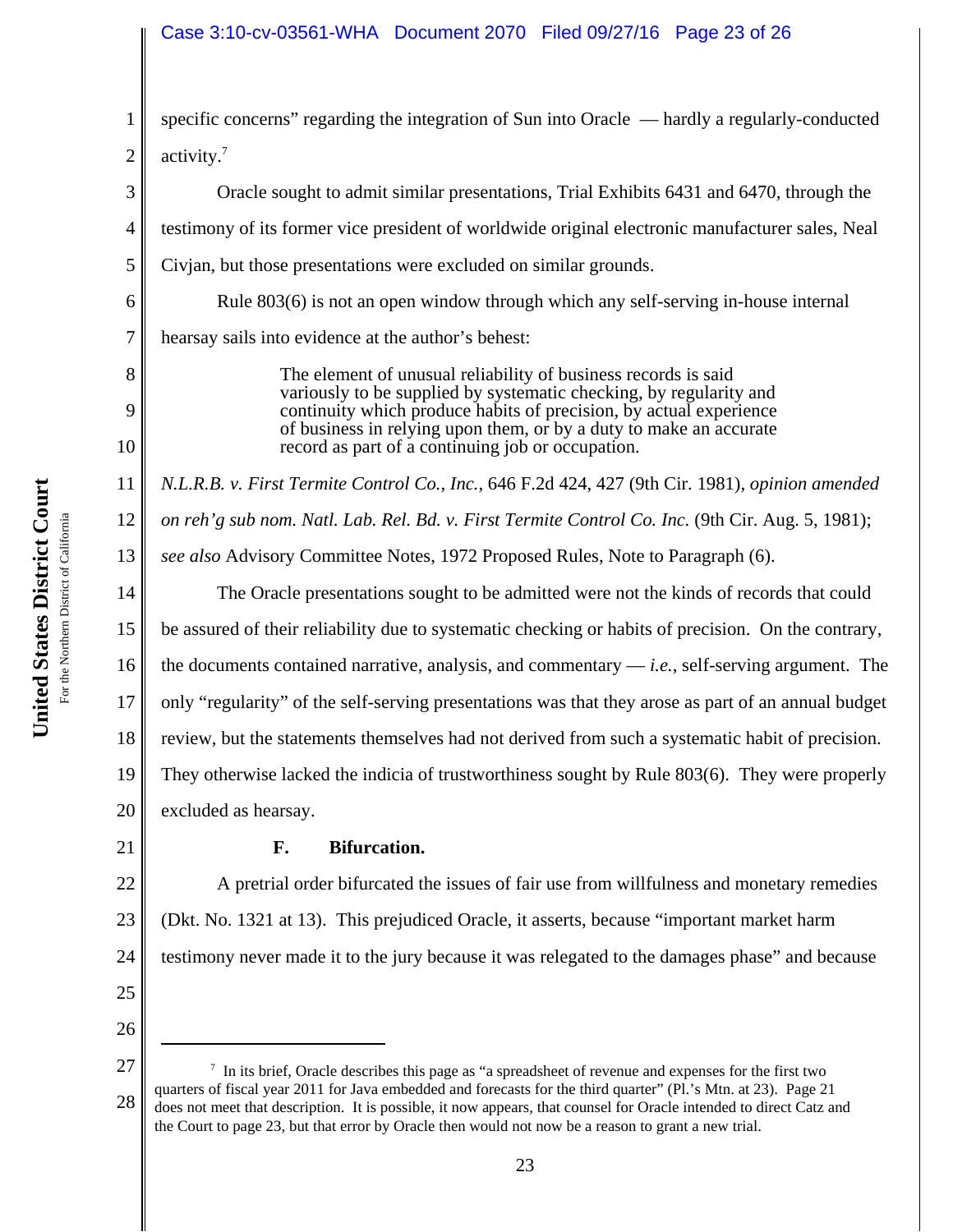specific concerns" regarding the integration of Sun into Oracle — hardly a regularly-conducted activity.[7]

Oracle sought to admit similar presentations, Trial Exhibits 6431 and 6470, through the testimony of its former vice president of worldwide original electronic manufacturer sales, Neal Civjan, but those presentations were excluded on similar grounds.

Rule 803(6) is not an open window through which any self-serving in-house internal hearsay sails into evidence at the author's behest:

> The element of unusual reliability of business records is said variously to be supplied by systematic checking, by regularity and continuity which produce habits of precision, by actual experience of business in relying upon them, or by a duty to make an accurate record as part of a continuing job or occupation.

*N.L.R.B. v. First Termite Control Co., Inc.*, 646 F.2d 424, 427 (9th Cir. 1981), *opinion amended on reh'g sub nom. Natl. Lab. Rel. Bd. v. First Termite Control Co. Inc.* (9th Cir. Aug. 5, 1981); *see also* Advisory Committee Notes, 1972 Proposed Rules, Note to Paragraph (6).

The Oracle presentations sought to be admitted were not the kinds of records that could be assured of their reliability due to systematic checking or habits of precision. On the contrary, the documents contained narrative, analysis, and commentary — *i.e.*, self-serving argument. The only "regularity" of the self-serving presentations was that they arose as part of an annual budget review, but the statements themselves had not derived from such a systematic habit of precision. They otherwise lacked the indicia of trustworthiness sought by Rule 803(6). They were properly excluded as hearsay.

**F. Bifurcation.**

A pretrial order bifurcated the issues of fair use from willfulness and monetary remedies (Dkt. No. 1321 at 13). This prejudiced Oracle, it asserts, because "important market harm testimony never made it to the jury because it was relegated to the damages phase" and because

---

[7] In its brief, Oracle describes this page as "a spreadsheet of revenue and expenses for the first two quarters of fiscal year 2011 for Java embedded and forecasts for the third quarter" (Pl.'s Mtn. at 23). Page 21 does not meet that description. It is possible, it now appears, that counsel for Oracle intended to direct Catz and the Court to page 23, but that error by Oracle then would not now be a reason to grant a new trial.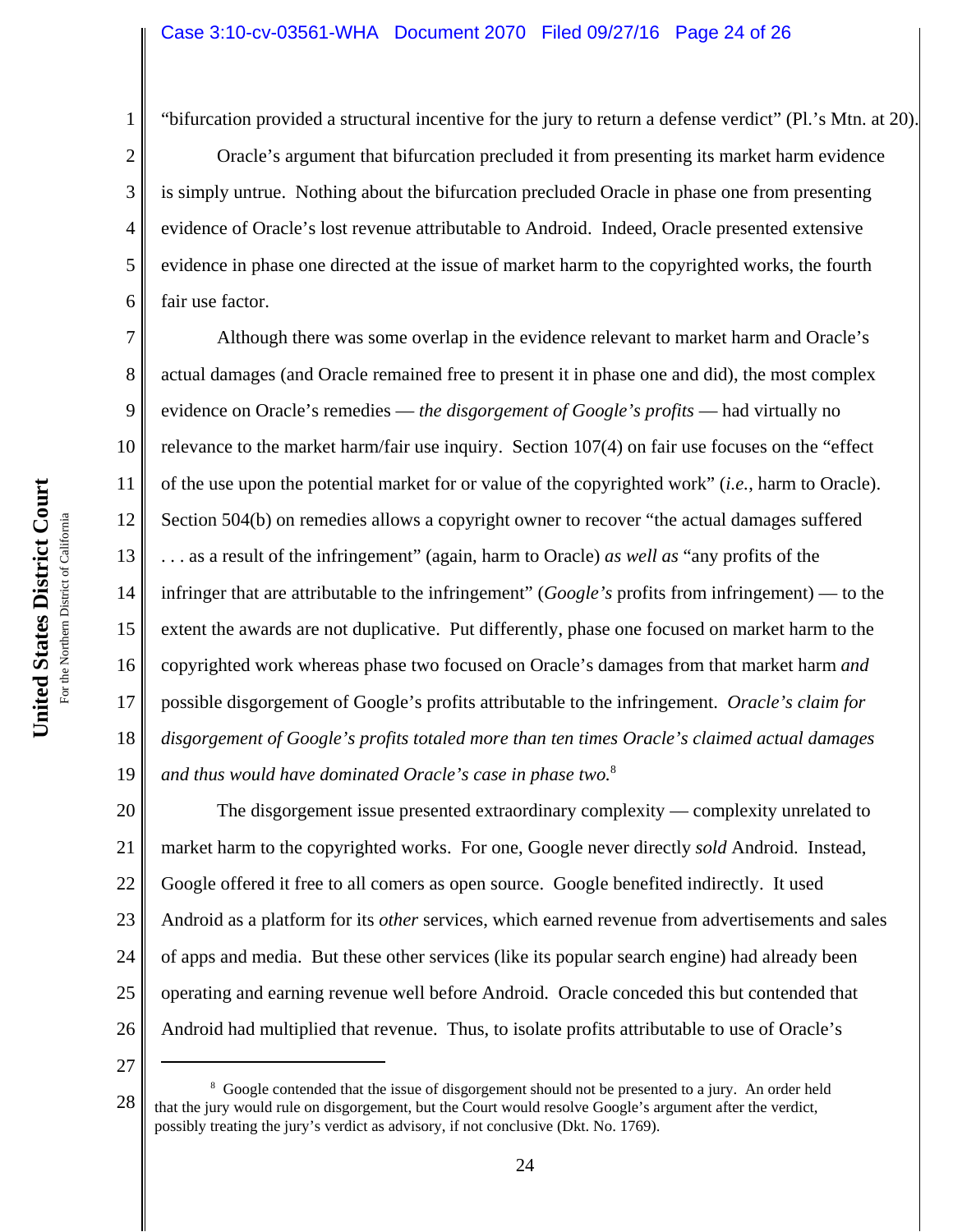"bifurcation provided a structural incentive for the jury to return a defense verdict" (Pl.'s Mtn. at 20).

Oracle's argument that bifurcation precluded it from presenting its market harm evidence is simply untrue. Nothing about the bifurcation precluded Oracle in phase one from presenting evidence of Oracle's lost revenue attributable to Android. Indeed, Oracle presented extensive evidence in phase one directed at the issue of market harm to the copyrighted works, the fourth fair use factor.

Although there was some overlap in the evidence relevant to market harm and Oracle's actual damages (and Oracle remained free to present it in phase one and did), the most complex evidence on Oracle's remedies — *the disgorgement of Google's profits* — had virtually no relevance to the market harm/fair use inquiry. Section 107(4) on fair use focuses on the "effect of the use upon the potential market for or value of the copyrighted work" (*i.e.*, harm to Oracle). Section 504(b) on remedies allows a copyright owner to recover "the actual damages suffered . . . as a result of the infringement" (again, harm to Oracle) *as well as* "any profits of the infringer that are attributable to the infringement" (*Google's* profits from infringement) — to the extent the awards are not duplicative. Put differently, phase one focused on market harm to the copyrighted work whereas phase two focused on Oracle's damages from that market harm *and* possible disgorgement of Google's profits attributable to the infringement. *Oracle's claim for disgorgement of Google's profits totaled more than ten times Oracle's claimed actual damages and thus would have dominated Oracle's case in phase two.*[8]

The disgorgement issue presented extraordinary complexity — complexity unrelated to market harm to the copyrighted works. For one, Google never directly *sold* Android. Instead, Google offered it free to all comers as open source. Google benefited indirectly. It used Android as a platform for its *other* services, which earned revenue from advertisements and sales of apps and media. But these other services (like its popular search engine) had already been operating and earning revenue well before Android. Oracle conceded this but contended that Android had multiplied that revenue. Thus, to isolate profits attributable to use of Oracle's

---

[8] Google contended that the issue of disgorgement should not be presented to a jury. An order held that the jury would rule on disgorgement, but the Court would resolve Google's argument after the verdict, possibly treating the jury's verdict as advisory, if not conclusive (Dkt. No. 1769).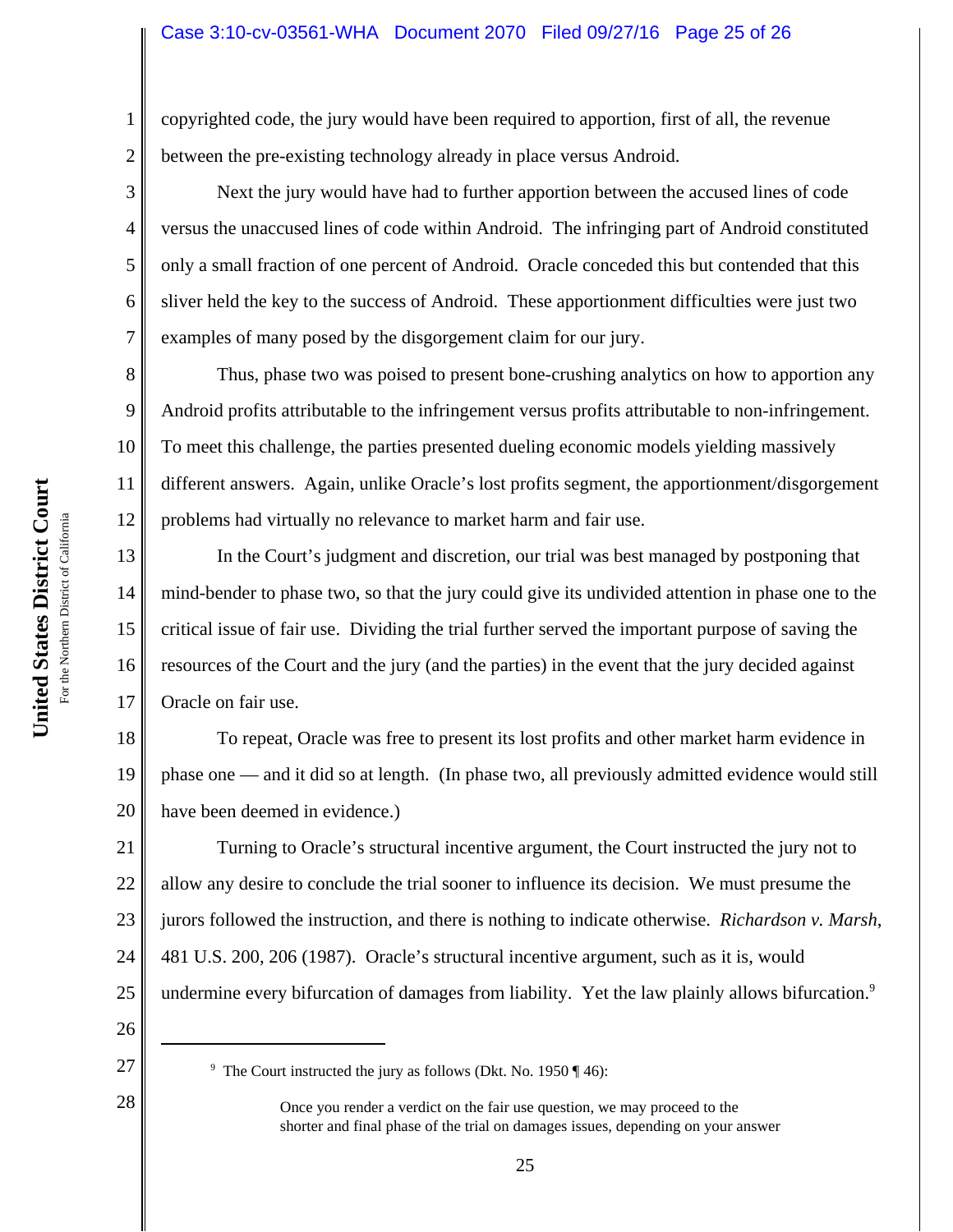copyrighted code, the jury would have been required to apportion, first of all, the revenue between the pre-existing technology already in place versus Android.

Next the jury would have had to further apportion between the accused lines of code versus the unaccused lines of code within Android. The infringing part of Android constituted only a small fraction of one percent of Android. Oracle conceded this but contended that this sliver held the key to the success of Android. These apportionment difficulties were just two examples of many posed by the disgorgement claim for our jury.

Thus, phase two was poised to present bone-crushing analytics on how to apportion any Android profits attributable to the infringement versus profits attributable to non-infringement. To meet this challenge, the parties presented dueling economic models yielding massively different answers. Again, unlike Oracle's lost profits segment, the apportionment/disgorgement problems had virtually no relevance to market harm and fair use.

In the Court's judgment and discretion, our trial was best managed by postponing that mind-bender to phase two, so that the jury could give its undivided attention in phase one to the critical issue of fair use. Dividing the trial further served the important purpose of saving the resources of the Court and the jury (and the parties) in the event that the jury decided against Oracle on fair use.

To repeat, Oracle was free to present its lost profits and other market harm evidence in phase one — and it did so at length. (In phase two, all previously admitted evidence would still have been deemed in evidence.)

Turning to Oracle's structural incentive argument, the Court instructed the jury not to allow any desire to conclude the trial sooner to influence its decision. We must presume the jurors followed the instruction, and there is nothing to indicate otherwise. *Richardson v. Marsh*, 481 U.S. 200, 206 (1987). Oracle's structural incentive argument, such as it is, would undermine every bifurcation of damages from liability. Yet the law plainly allows bifurcation.[9]

---

[9] The Court instructed the jury as follows (Dkt. No. 1950 ¶ 46):

> Once you render a verdict on the fair use question, we may proceed to the shorter and final phase of the trial on damages issues, depending on your answer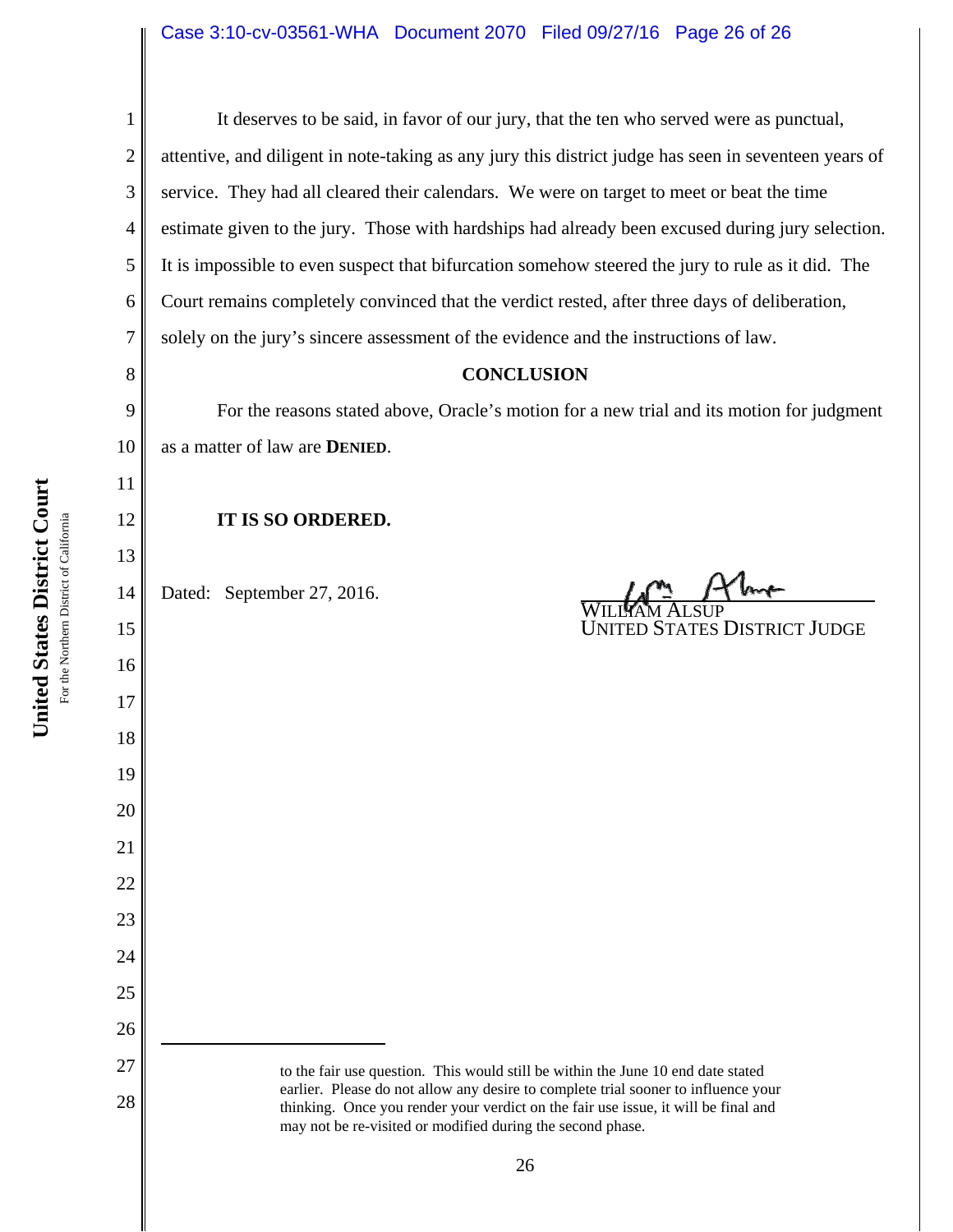It deserves to be said, in favor of our jury, that the ten who served were as punctual, attentive, and diligent in note-taking as any jury this district judge has seen in seventeen years of service. They had all cleared their calendars. We were on target to meet or beat the time estimate given to the jury. Those with hardships had already been excused during jury selection. It is impossible to even suspect that bifurcation somehow steered the jury to rule as it did. The Court remains completely convinced that the verdict rested, after three days of deliberation, solely on the jury's sincere assessment of the evidence and the instructions of law.

**CONCLUSION**

For the reasons stated above, Oracle's motion for a new trial and its motion for judgment as a matter of law are **DENIED**.

**IT IS SO ORDERED.**

Dated: September 27, 2016.

WILLIAM ALSUP
UNITED STATES DISTRICT JUDGE

---

to the fair use question. This would still be within the June 10 end date stated earlier. Please do not allow any desire to complete trial sooner to influence your thinking. Once you render your verdict on the fair use issue, it will be final and may not be re-visited or modified during the second phase.